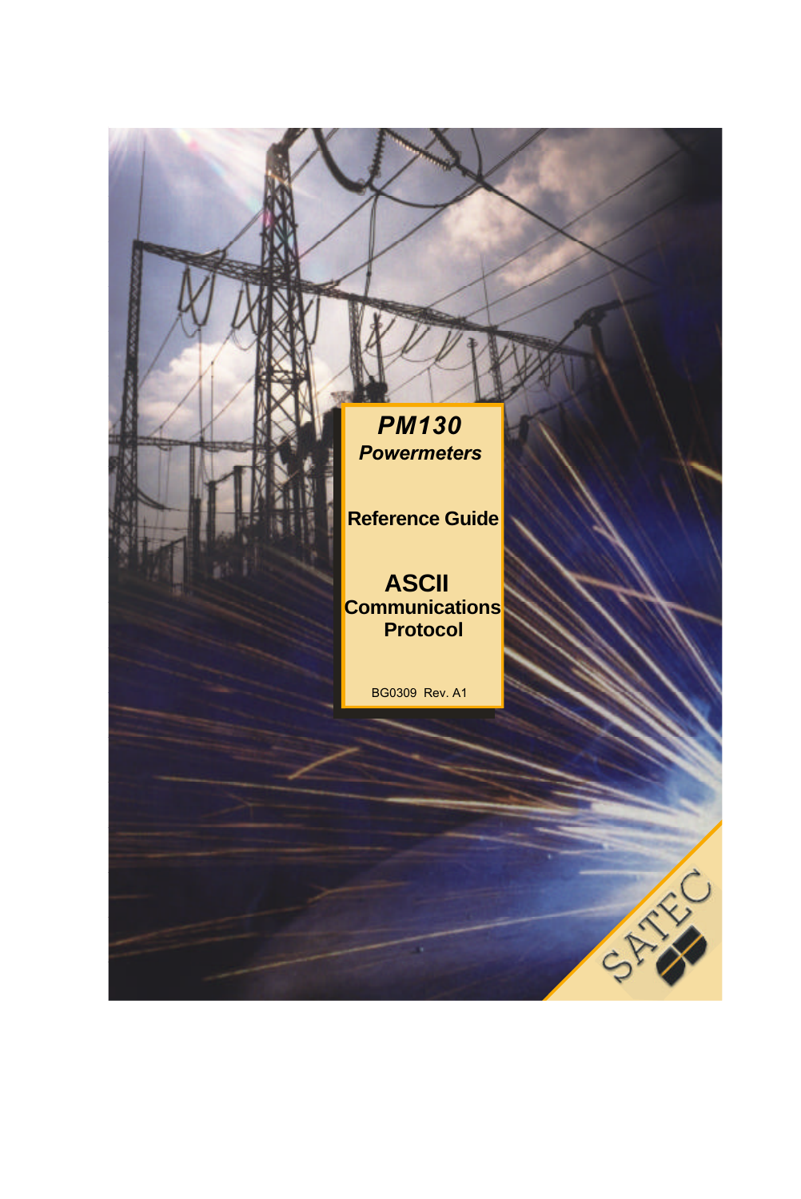# *PM130*

## *Powermeters*

## Reference Guide

# ASCII

## Communications Protocol

BG0309 Rev. A1

SATEC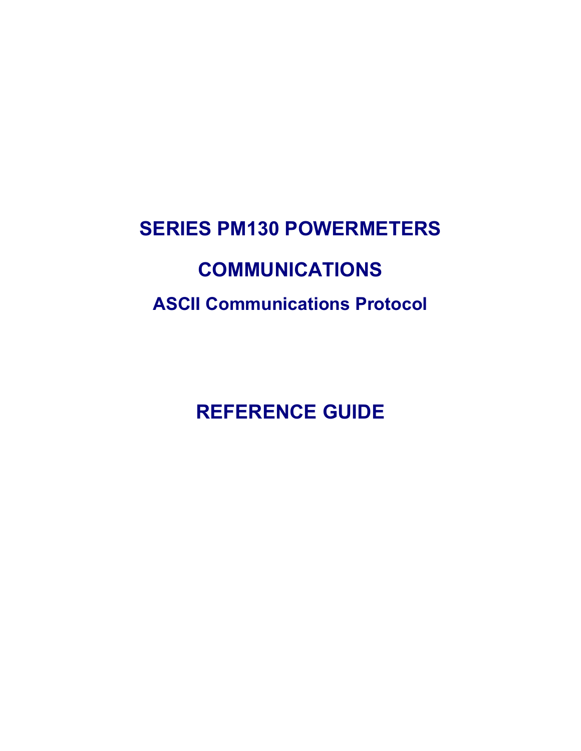# SERIES PM130 POWERMETERS

# COMMUNICATIONS

## ASCII Communications Protocol

# REFERENCE GUIDE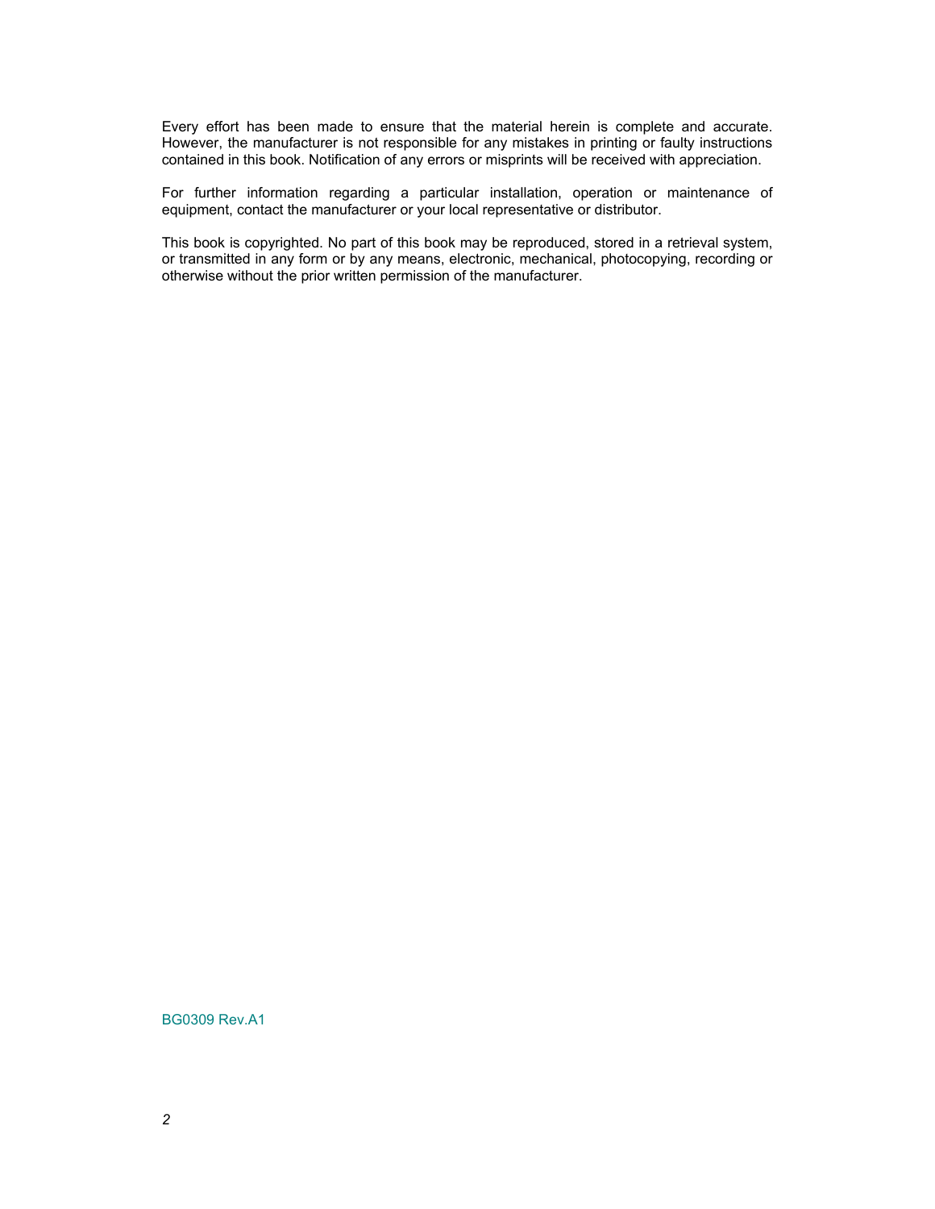Every effort has been made to ensure that the material herein is complete and accurate. However, the manufacturer is not responsible for any mistakes in printing or faulty instructions contained in this book. Notification of any errors or misprints will be received with appreciation.

For further information regarding a particular installation, operation or maintenance of equipment, contact the manufacturer or your local representative or distributor.

This book is copyrighted. No part of this book may be reproduced, stored in a retrieval system, or transmitted in any form or by any means, electronic, mechanical, photocopying, recording or otherwise without the prior written permission of the manufacturer.

BG0309 Rev.A1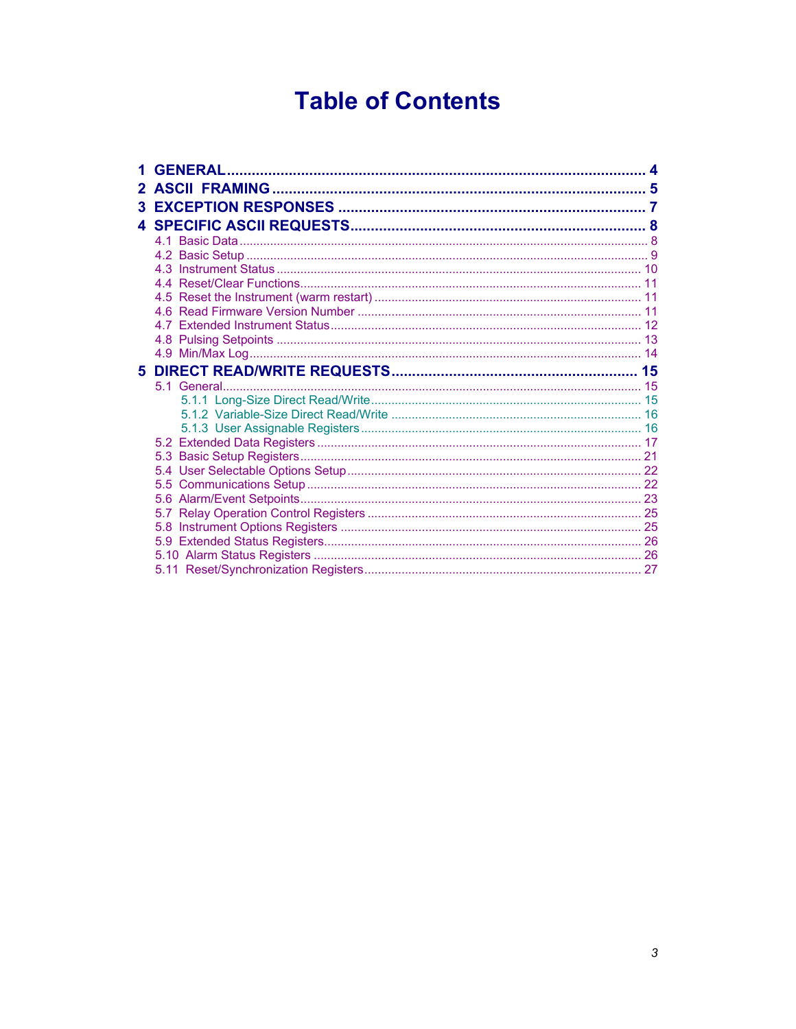# Table of Contents

- **1 GENERAL** .......... 4
- **2 ASCII FRAMING** .......... 5
- **3 EXCEPTION RESPONSES** .......... 7
- **4 SPECIFIC ASCII REQUESTS** .......... 8
  - 4.1 Basic Data .......... 8
  - 4.2 Basic Setup .......... 9
  - 4.3 Instrument Status .......... 10
  - 4.4 Reset/Clear Functions .......... 11
  - 4.5 Reset the Instrument (warm restart) .......... 11
  - 4.6 Read Firmware Version Number .......... 11
  - 4.7 Extended Instrument Status .......... 12
  - 4.8 Pulsing Setpoints .......... 13
  - 4.9 Min/Max Log .......... 14
- **5 DIRECT READ/WRITE REQUESTS** .......... 15
  - 5.1 General .......... 15
    - 5.1.1 Long-Size Direct Read/Write .......... 15
    - 5.1.2 Variable-Size Direct Read/Write .......... 16
    - 5.1.3 User Assignable Registers .......... 16
  - 5.2 Extended Data Registers .......... 17
  - 5.3 Basic Setup Registers .......... 21
  - 5.4 User Selectable Options Setup .......... 22
  - 5.5 Communications Setup .......... 22
  - 5.6 Alarm/Event Setpoints .......... 23
  - 5.7 Relay Operation Control Registers .......... 25
  - 5.8 Instrument Options Registers .......... 25
  - 5.9 Extended Status Registers .......... 26
  - 5.10 Alarm Status Registers .......... 26
  - 5.11 Reset/Synchronization Registers .......... 27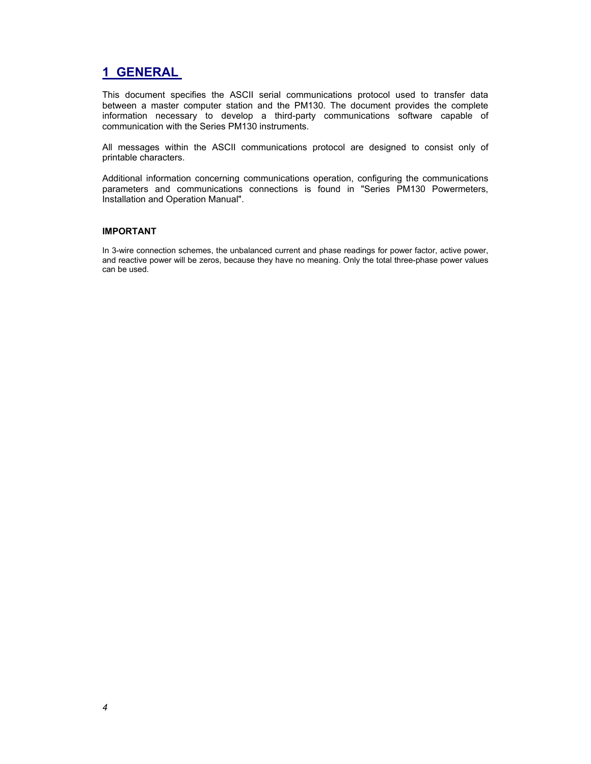# 1 GENERAL

This document specifies the ASCII serial communications protocol used to transfer data between a master computer station and the PM130. The document provides the complete information necessary to develop a third-party communications software capable of communication with the Series PM130 instruments.

All messages within the ASCII communications protocol are designed to consist only of printable characters.

Additional information concerning communications operation, configuring the communications parameters and communications connections is found in "Series PM130 Powermeters, Installation and Operation Manual".

**IMPORTANT**

In 3-wire connection schemes, the unbalanced current and phase readings for power factor, active power, and reactive power will be zeros, because they have no meaning. Only the total three-phase power values can be used.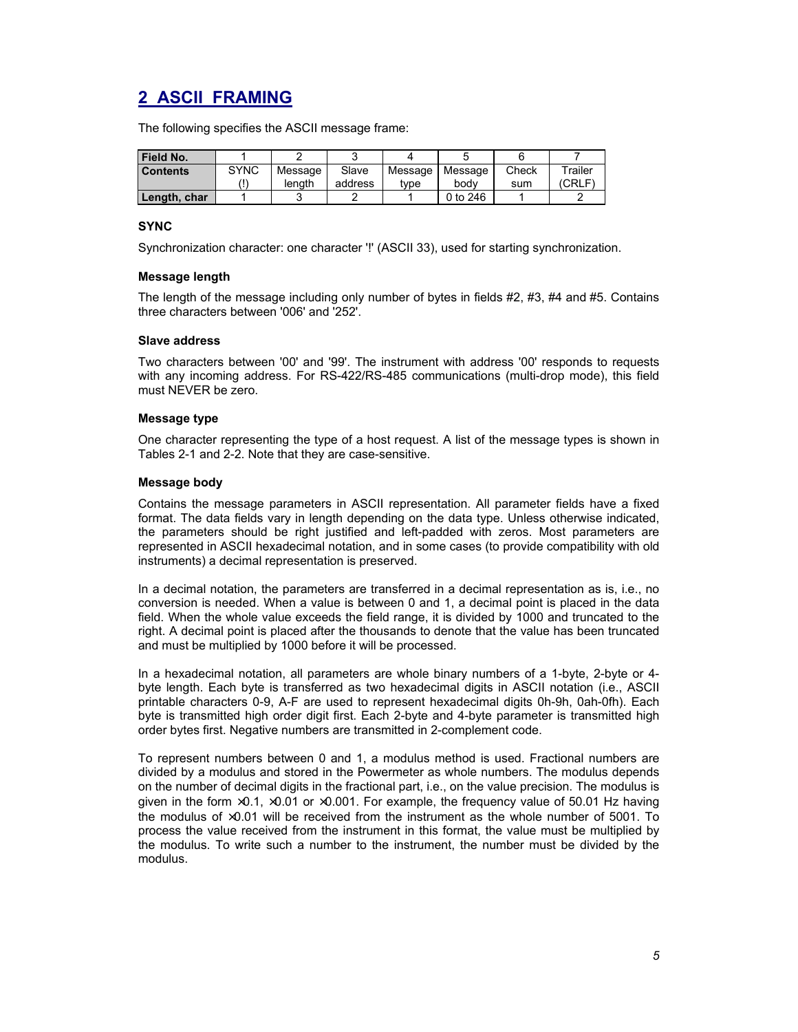## 2 ASCII FRAMING

The following specifies the ASCII message frame:

| Field No. | 1 | 2 | 3 | 4 | 5 | 6 | 7 |
|---|---|---|---|---|---|---|---|
| Contents | SYNC (!) | Message length | Slave address | Message type | Message body | Check sum | Trailer (CRLF) |
| Length, char | 1 | 3 | 2 | 1 | 0 to 246 | 1 | 2 |

**SYNC**

Synchronization character: one character '!' (ASCII 33), used for starting synchronization.

**Message length**

The length of the message including only number of bytes in fields #2, #3, #4 and #5. Contains three characters between '006' and '252'.

**Slave address**

Two characters between '00' and '99'. The instrument with address '00' responds to requests with any incoming address. For RS-422/RS-485 communications (multi-drop mode), this field must NEVER be zero.

**Message type**

One character representing the type of a host request. A list of the message types is shown in Tables 2-1 and 2-2. Note that they are case-sensitive.

**Message body**

Contains the message parameters in ASCII representation. All parameter fields have a fixed format. The data fields vary in length depending on the data type. Unless otherwise indicated, the parameters should be right justified and left-padded with zeros. Most parameters are represented in ASCII hexadecimal notation, and in some cases (to provide compatibility with old instruments) a decimal representation is preserved.

In a decimal notation, the parameters are transferred in a decimal representation as is, i.e., no conversion is needed. When a value is between 0 and 1, a decimal point is placed in the data field. When the whole value exceeds the field range, it is divided by 1000 and truncated to the right. A decimal point is placed after the thousands to denote that the value has been truncated and must be multiplied by 1000 before it will be processed.

In a hexadecimal notation, all parameters are whole binary numbers of a 1-byte, 2-byte or 4-byte length. Each byte is transferred as two hexadecimal digits in ASCII notation (i.e., ASCII printable characters 0-9, A-F are used to represent hexadecimal digits 0h-9h, 0ah-0fh). Each byte is transmitted high order digit first. Each 2-byte and 4-byte parameter is transmitted high order bytes first. Negative numbers are transmitted in 2-complement code.

To represent numbers between 0 and 1, a modulus method is used. Fractional numbers are divided by a modulus and stored in the Powermeter as whole numbers. The modulus depends on the number of decimal digits in the fractional part, i.e., on the value precision. The modulus is given in the form ×0.1, ×0.01 or ×0.001. For example, the frequency value of 50.01 Hz having the modulus of ×0.01 will be received from the instrument as the whole number of 5001. To process the value received from the instrument in this format, the value must be multiplied by the modulus. To write such a number to the instrument, the number must be divided by the modulus.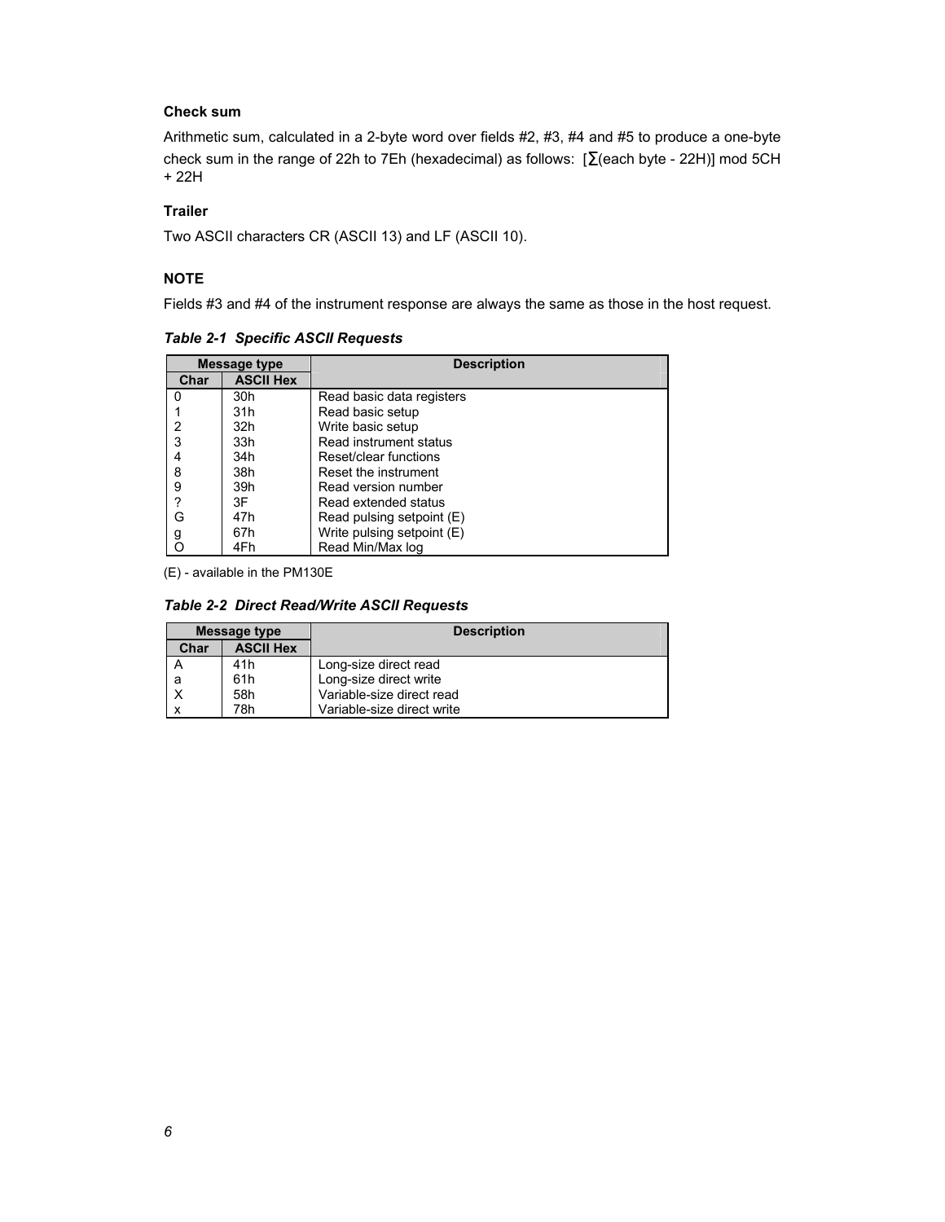### Check sum

Arithmetic sum, calculated in a 2-byte word over fields #2, #3, #4 and #5 to produce a one-byte check sum in the range of 22h to 7Eh (hexadecimal) as follows: [∑(each byte - 22H)] mod 5CH + 22H

### Trailer

Two ASCII characters CR (ASCII 13) and LF (ASCII 10).

### NOTE

Fields #3 and #4 of the instrument response are always the same as those in the host request.

***Table 2-1 Specific ASCII Requests***

| Message type | | Description |
|---|---|---|
| Char | ASCII Hex | |
| 0 | 30h | Read basic data registers |
| 1 | 31h | Read basic setup |
| 2 | 32h | Write basic setup |
| 3 | 33h | Read instrument status |
| 4 | 34h | Reset/clear functions |
| 8 | 38h | Reset the instrument |
| 9 | 39h | Read version number |
| ? | 3F | Read extended status |
| G | 47h | Read pulsing setpoint (E) |
| g | 67h | Write pulsing setpoint (E) |
| O | 4Fh | Read Min/Max log |

(E) - available in the PM130E

***Table 2-2 Direct Read/Write ASCII Requests***

| Message type | | Description |
|---|---|---|
| Char | ASCII Hex | |
| A | 41h | Long-size direct read |
| a | 61h | Long-size direct write |
| X | 58h | Variable-size direct read |
| x | 78h | Variable-size direct write |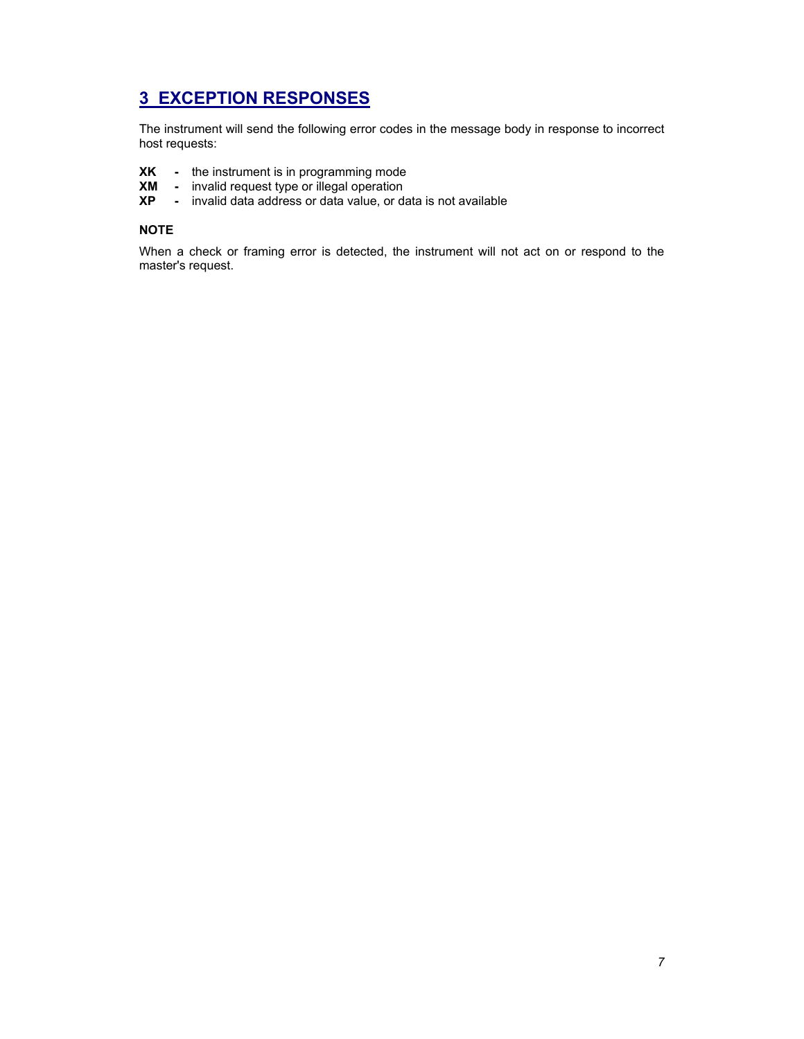# 3 EXCEPTION RESPONSES

The instrument will send the following error codes in the message body in response to incorrect host requests:

**XK** - the instrument is in programming mode
**XM** - invalid request type or illegal operation
**XP** - invalid data address or data value, or data is not available

**NOTE**

When a check or framing error is detected, the instrument will not act on or respond to the master's request.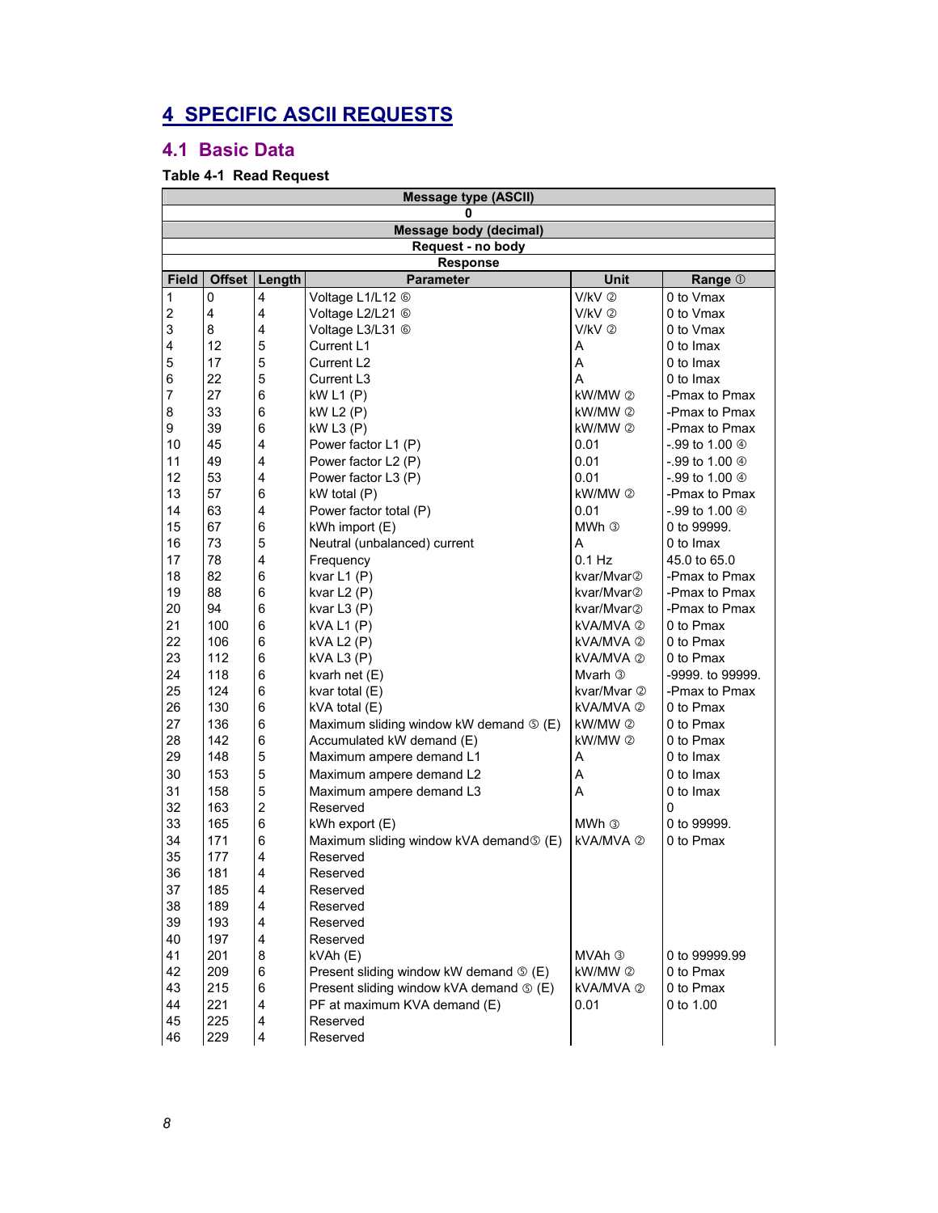# 4 SPECIFIC ASCII REQUESTS

## 4.1 Basic Data

**Table 4-1 Read Request**

| Message type (ASCII) | | | | | |
|---|---|---|---|---|---|
| 0 | | | | | |
| **Message body (decimal)** | | | | | |
| **Request - no body** | | | | | |
| **Response** | | | | | |
| **Field** | **Offset** | **Length** | **Parameter** | **Unit** | **Range ①** |
| 1 | 0 | 4 | Voltage L1/L12 ⑥ | V/kV ② | 0 to Vmax |
| 2 | 4 | 4 | Voltage L2/L21 ⑥ | V/kV ② | 0 to Vmax |
| 3 | 8 | 4 | Voltage L3/L31 ⑥ | V/kV ② | 0 to Vmax |
| 4 | 12 | 5 | Current L1 | A | 0 to Imax |
| 5 | 17 | 5 | Current L2 | A | 0 to Imax |
| 6 | 22 | 5 | Current L3 | A | 0 to Imax |
| 7 | 27 | 6 | kW L1 (P) | kW/MW ② | -Pmax to Pmax |
| 8 | 33 | 6 | kW L2 (P) | kW/MW ② | -Pmax to Pmax |
| 9 | 39 | 6 | kW L3 (P) | kW/MW ② | -Pmax to Pmax |
| 10 | 45 | 4 | Power factor L1 (P) | 0.01 | -.99 to 1.00 ④ |
| 11 | 49 | 4 | Power factor L2 (P) | 0.01 | -.99 to 1.00 ④ |
| 12 | 53 | 4 | Power factor L3 (P) | 0.01 | -.99 to 1.00 ④ |
| 13 | 57 | 6 | kW total (P) | kW/MW ② | -Pmax to Pmax |
| 14 | 63 | 4 | Power factor total (P) | 0.01 | -.99 to 1.00 ④ |
| 15 | 67 | 6 | kWh import (E) | MWh ③ | 0 to 99999. |
| 16 | 73 | 5 | Neutral (unbalanced) current | A | 0 to Imax |
| 17 | 78 | 4 | Frequency | 0.1 Hz | 45.0 to 65.0 |
| 18 | 82 | 6 | kvar L1 (P) | kvar/Mvar② | -Pmax to Pmax |
| 19 | 88 | 6 | kvar L2 (P) | kvar/Mvar② | -Pmax to Pmax |
| 20 | 94 | 6 | kvar L3 (P) | kvar/Mvar② | -Pmax to Pmax |
| 21 | 100 | 6 | kVA L1 (P) | kVA/MVA ② | 0 to Pmax |
| 22 | 106 | 6 | kVA L2 (P) | kVA/MVA ② | 0 to Pmax |
| 23 | 112 | 6 | kVA L3 (P) | kVA/MVA ② | 0 to Pmax |
| 24 | 118 | 6 | kvarh net (E) | Mvarh ③ | -9999. to 99999. |
| 25 | 124 | 6 | kvar total (E) | kvar/Mvar ② | -Pmax to Pmax |
| 26 | 130 | 6 | kVA total (E) | kVA/MVA ② | 0 to Pmax |
| 27 | 136 | 6 | Maximum sliding window kW demand ⑤ (E) | kW/MW ② | 0 to Pmax |
| 28 | 142 | 6 | Accumulated kW demand (E) | kW/MW ② | 0 to Pmax |
| 29 | 148 | 5 | Maximum ampere demand L1 | A | 0 to Imax |
| 30 | 153 | 5 | Maximum ampere demand L2 | A | 0 to Imax |
| 31 | 158 | 5 | Maximum ampere demand L3 | A | 0 to Imax |
| 32 | 163 | 2 | Reserved | | 0 |
| 33 | 165 | 6 | kWh export (E) | MWh ③ | 0 to 99999. |
| 34 | 171 | 6 | Maximum sliding window kVA demand⑤ (E) | kVA/MVA ② | 0 to Pmax |
| 35 | 177 | 4 | Reserved | | |
| 36 | 181 | 4 | Reserved | | |
| 37 | 185 | 4 | Reserved | | |
| 38 | 189 | 4 | Reserved | | |
| 39 | 193 | 4 | Reserved | | |
| 40 | 197 | 4 | Reserved | | |
| 41 | 201 | 8 | kVAh (E) | MVAh ③ | 0 to 99999.99 |
| 42 | 209 | 6 | Present sliding window kW demand ⑤ (E) | kW/MW ② | 0 to Pmax |
| 43 | 215 | 6 | Present sliding window kVA demand ⑤ (E) | kVA/MVA ② | 0 to Pmax |
| 44 | 221 | 4 | PF at maximum KVA demand (E) | 0.01 | 0 to 1.00 |
| 45 | 225 | 4 | Reserved | | |
| 46 | 229 | 4 | Reserved | | |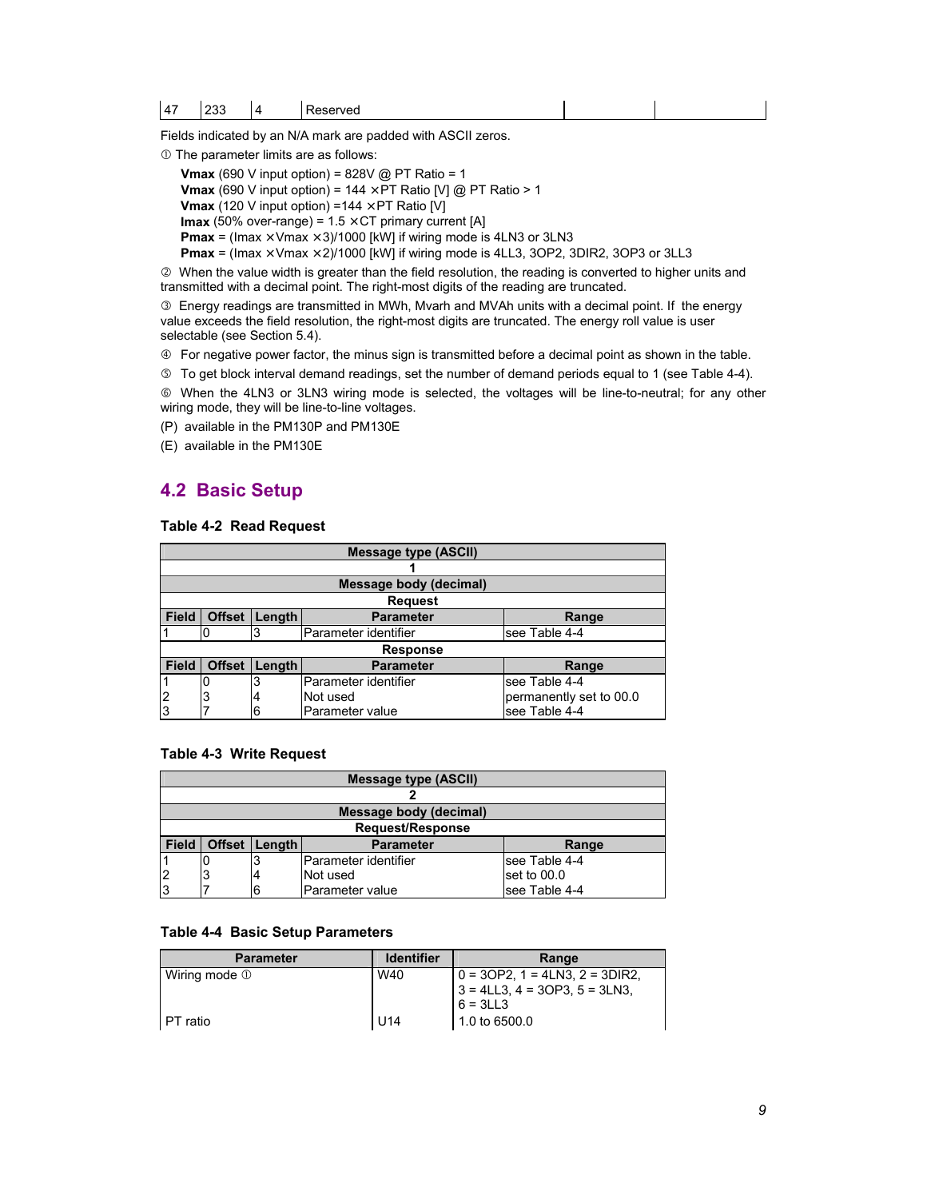| 47 | 233 | 4 | Reserved | | |
|---|---|---|---|---|---|

Fields indicated by an N/A mark are padded with ASCII zeros.

① The parameter limits are as follows:

**Vmax** (690 V input option) = 828V @ PT Ratio = 1
**Vmax** (690 V input option) = 144 × PT Ratio [V] @ PT Ratio > 1
**Vmax** (120 V input option) =144 × PT Ratio [V]
**Imax** (50% over-range) = 1.5 × CT primary current [A]
**Pmax** = (Imax × Vmax × 3)/1000 [kW] if wiring mode is 4LN3 or 3LN3
**Pmax** = (Imax × Vmax × 2)/1000 [kW] if wiring mode is 4LL3, 3OP2, 3DIR2, 3OP3 or 3LL3

② When the value width is greater than the field resolution, the reading is converted to higher units and transmitted with a decimal point. The right-most digits of the reading are truncated.

③ Energy readings are transmitted in MWh, Mvarh and MVAh units with a decimal point. If the energy value exceeds the field resolution, the right-most digits are truncated. The energy roll value is user selectable (see Section 5.4).

④ For negative power factor, the minus sign is transmitted before a decimal point as shown in the table.

⑤ To get block interval demand readings, set the number of demand periods equal to 1 (see Table 4-4).

⑥ When the 4LN3 or 3LN3 wiring mode is selected, the voltages will be line-to-neutral; for any other wiring mode, they will be line-to-line voltages.

(P) available in the PM130P and PM130E

(E) available in the PM130E

## 4.2 Basic Setup

**Table 4-2 Read Request**

| Message type (ASCII) | | | | |
|---|---|---|---|---|
| 1 | | | | |
| **Message body (decimal)** | | | | |
| **Request** | | | | |
| **Field** | **Offset** | **Length** | **Parameter** | **Range** |
| 1 | 0 | 3 | Parameter identifier | see Table 4-4 |
| **Response** | | | | |
| **Field** | **Offset** | **Length** | **Parameter** | **Range** |
| 1 | 0 | 3 | Parameter identifier | see Table 4-4 |
| 2 | 3 | 4 | Not used | permanently set to 00.0 |
| 3 | 7 | 6 | Parameter value | see Table 4-4 |

**Table 4-3 Write Request**

| Message type (ASCII) | | | | |
|---|---|---|---|---|
| 2 | | | | |
| **Message body (decimal)** | | | | |
| **Request/Response** | | | | |
| **Field** | **Offset** | **Length** | **Parameter** | **Range** |
| 1 | 0 | 3 | Parameter identifier | see Table 4-4 |
| 2 | 3 | 4 | Not used | set to 00.0 |
| 3 | 7 | 6 | Parameter value | see Table 4-4 |

**Table 4-4 Basic Setup Parameters**

| Parameter | Identifier | Range |
|---|---|---|
| Wiring mode ① | W40 | 0 = 3OP2, 1 = 4LN3, 2 = 3DIR2, 3 = 4LL3, 4 = 3OP3, 5 = 3LN3, 6 = 3LL3 |
| PT ratio | U14 | 1.0 to 6500.0 |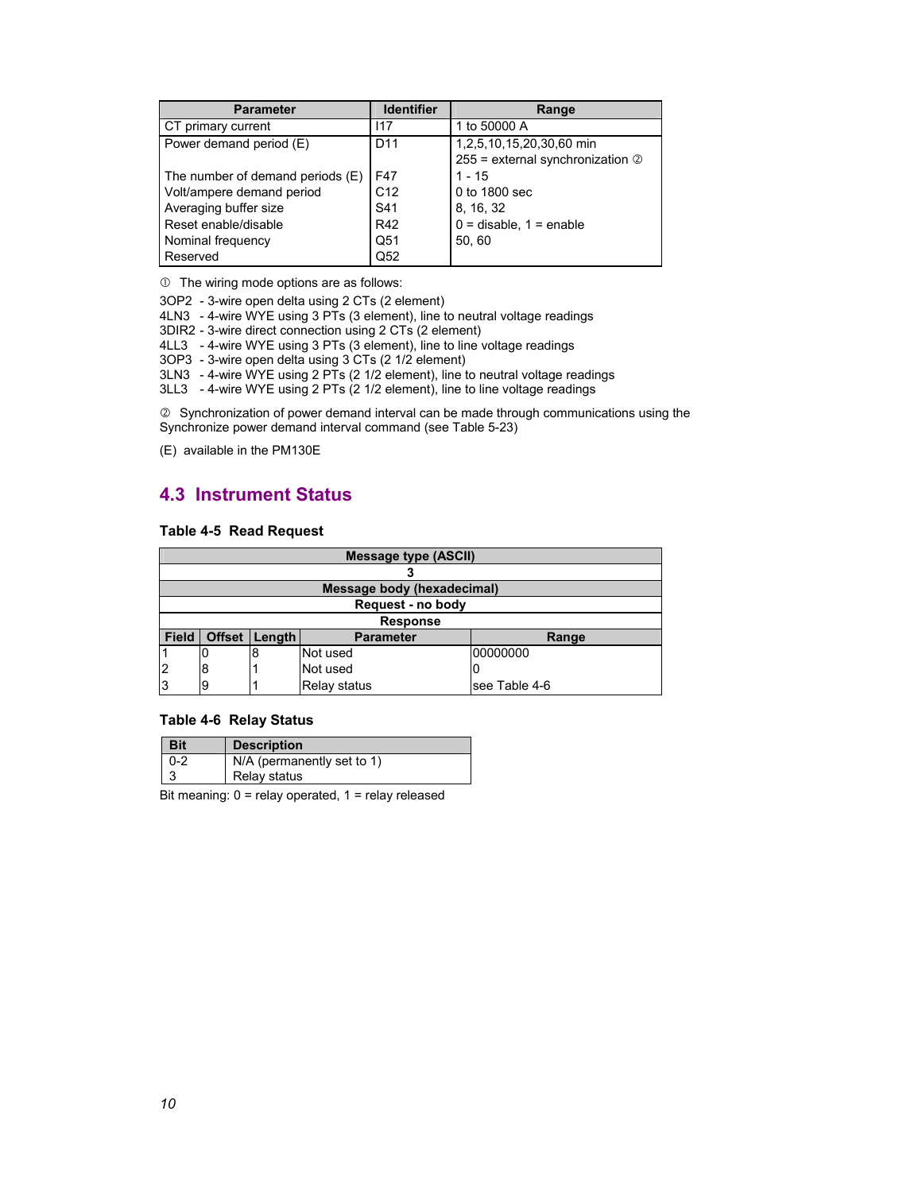| Parameter | Identifier | Range |
|---|---|---|
| CT primary current | I17 | 1 to 50000 A |
| Power demand period (E) | D11 | 1,2,5,10,15,20,30,60 min<br>255 = external synchronization ② |
| The number of demand periods (E) | F47 | 1 - 15 |
| Volt/ampere demand period | C12 | 0 to 1800 sec |
| Averaging buffer size | S41 | 8, 16, 32 |
| Reset enable/disable | R42 | 0 = disable, 1 = enable |
| Nominal frequency | Q51 | 50, 60 |
| Reserved | Q52 | |

① The wiring mode options are as follows:

3OP2 - 3-wire open delta using 2 CTs (2 element)
4LN3 - 4-wire WYE using 3 PTs (3 element), line to neutral voltage readings
3DIR2 - 3-wire direct connection using 2 CTs (2 element)
4LL3 - 4-wire WYE using 3 PTs (3 element), line to line voltage readings
3OP3 - 3-wire open delta using 3 CTs (2 1/2 element)
3LN3 - 4-wire WYE using 2 PTs (2 1/2 element), line to neutral voltage readings
3LL3 - 4-wire WYE using 2 PTs (2 1/2 element), line to line voltage readings

② Synchronization of power demand interval can be made through communications using the Synchronize power demand interval command (see Table 5-23)

(E) available in the PM130E

## 4.3 Instrument Status

**Table 4-5 Read Request**

| Message type (ASCII) | | | | |
|---|---|---|---|---|
| 3 | | | | |
| **Message body (hexadecimal)** | | | | |
| **Request - no body** | | | | |
| **Response** | | | | |
| **Field** | **Offset** | **Length** | **Parameter** | **Range** |
| 1 | 0 | 8 | Not used | 00000000 |
| 2 | 8 | 1 | Not used | 0 |
| 3 | 9 | 1 | Relay status | see Table 4-6 |

**Table 4-6 Relay Status**

| Bit | Description |
|---|---|
| 0-2 | N/A (permanently set to 1) |
| 3 | Relay status |

Bit meaning: 0 = relay operated, 1 = relay released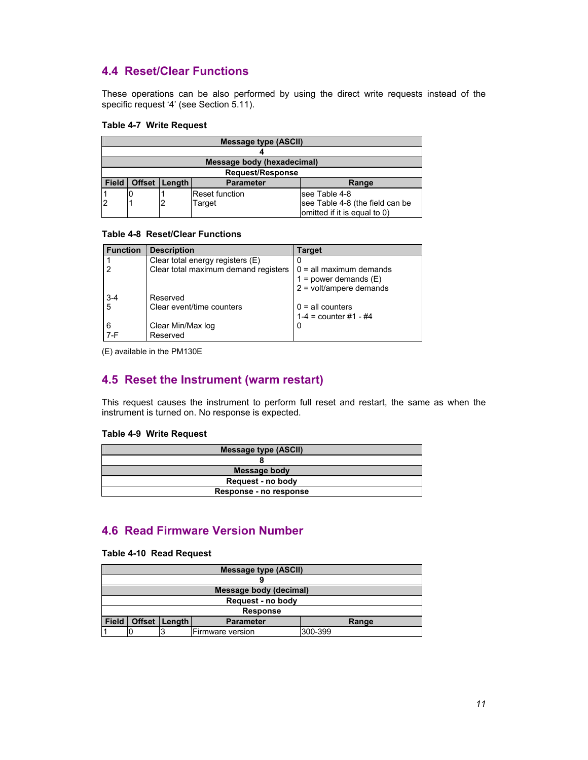## 4.4 Reset/Clear Functions

These operations can be also performed by using the direct write requests instead of the specific request '4' (see Section 5.11).

**Table 4-7 Write Request**

| Message type (ASCII) | | | | |
|---|---|---|---|---|
| 4 | | | | |
| **Message body (hexadecimal)** | | | | |
| **Request/Response** | | | | |
| **Field** | **Offset** | **Length** | **Parameter** | **Range** |
| 1 | 0 | 1 | Reset function | see Table 4-8 |
| 2 | 1 | 2 | Target | see Table 4-8 (the field can be omitted if it is equal to 0) |

**Table 4-8 Reset/Clear Functions**

| Function | Description | Target |
|---|---|---|
| 1 | Clear total energy registers (E) | 0 |
| 2 | Clear total maximum demand registers | 0 = all maximum demands<br>1 = power demands (E)<br>2 = volt/ampere demands |
| 3-4 | Reserved | |
| 5 | Clear event/time counters | 0 = all counters<br>1-4 = counter #1 - #4 |
| 6 | Clear Min/Max log | 0 |
| 7-F | Reserved | |

(E) available in the PM130E

## 4.5 Reset the Instrument (warm restart)

This request causes the instrument to perform full reset and restart, the same as when the instrument is turned on. No response is expected.

**Table 4-9 Write Request**

| Message type (ASCII) |
|---|
| 8 |
| **Message body** |
| **Request - no body** |
| **Response - no response** |

## 4.6 Read Firmware Version Number

**Table 4-10 Read Request**

| Message type (ASCII) | | | | |
|---|---|---|---|---|
| 9 | | | | |
| **Message body (decimal)** | | | | |
| **Request - no body** | | | | |
| **Response** | | | | |
| **Field** | **Offset** | **Length** | **Parameter** | **Range** |
| 1 | 0 | 3 | Firmware version | 300-399 |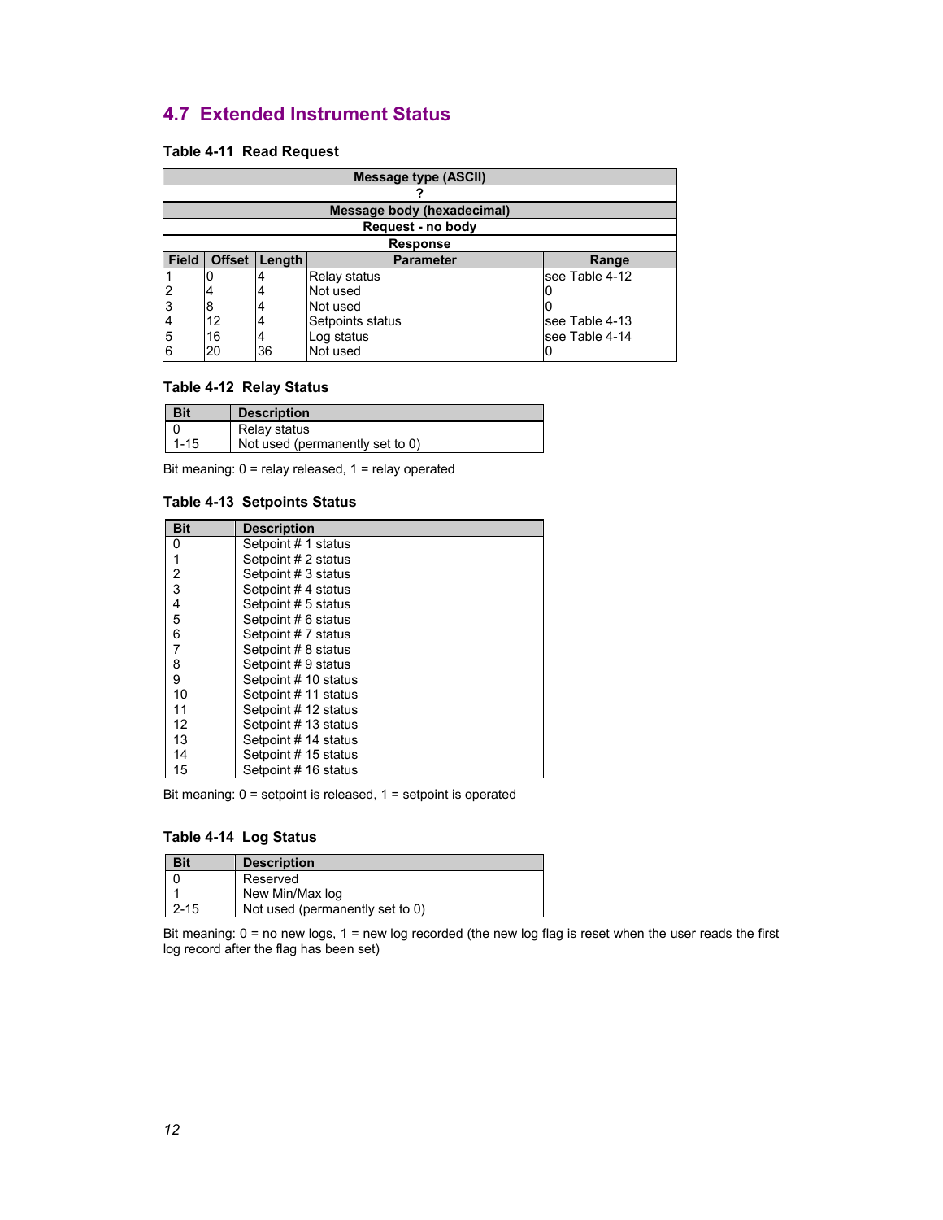## 4.7 Extended Instrument Status

**Table 4-11 Read Request**

| Message type (ASCII) | | | | |
|---|---|---|---|---|
| ? | | | | |
| **Message body (hexadecimal)** | | | | |
| **Request - no body** | | | | |
| **Response** | | | | |
| **Field** | **Offset** | **Length** | **Parameter** | **Range** |
| 1 | 0 | 4 | Relay status | see Table 4-12 |
| 2 | 4 | 4 | Not used | 0 |
| 3 | 8 | 4 | Not used | 0 |
| 4 | 12 | 4 | Setpoints status | see Table 4-13 |
| 5 | 16 | 4 | Log status | see Table 4-14 |
| 6 | 20 | 36 | Not used | 0 |

**Table 4-12 Relay Status**

| Bit | Description |
|---|---|
| 0 | Relay status |
| 1-15 | Not used (permanently set to 0) |

Bit meaning: 0 = relay released, 1 = relay operated

**Table 4-13 Setpoints Status**

| Bit | Description |
|---|---|
| 0 | Setpoint # 1 status |
| 1 | Setpoint # 2 status |
| 2 | Setpoint # 3 status |
| 3 | Setpoint # 4 status |
| 4 | Setpoint # 5 status |
| 5 | Setpoint # 6 status |
| 6 | Setpoint # 7 status |
| 7 | Setpoint # 8 status |
| 8 | Setpoint # 9 status |
| 9 | Setpoint # 10 status |
| 10 | Setpoint # 11 status |
| 11 | Setpoint # 12 status |
| 12 | Setpoint # 13 status |
| 13 | Setpoint # 14 status |
| 14 | Setpoint # 15 status |
| 15 | Setpoint # 16 status |

Bit meaning: 0 = setpoint is released, 1 = setpoint is operated

**Table 4-14 Log Status**

| Bit | Description |
|---|---|
| 0 | Reserved |
| 1 | New Min/Max log |
| 2-15 | Not used (permanently set to 0) |

Bit meaning: 0 = no new logs, 1 = new log recorded (the new log flag is reset when the user reads the first log record after the flag has been set)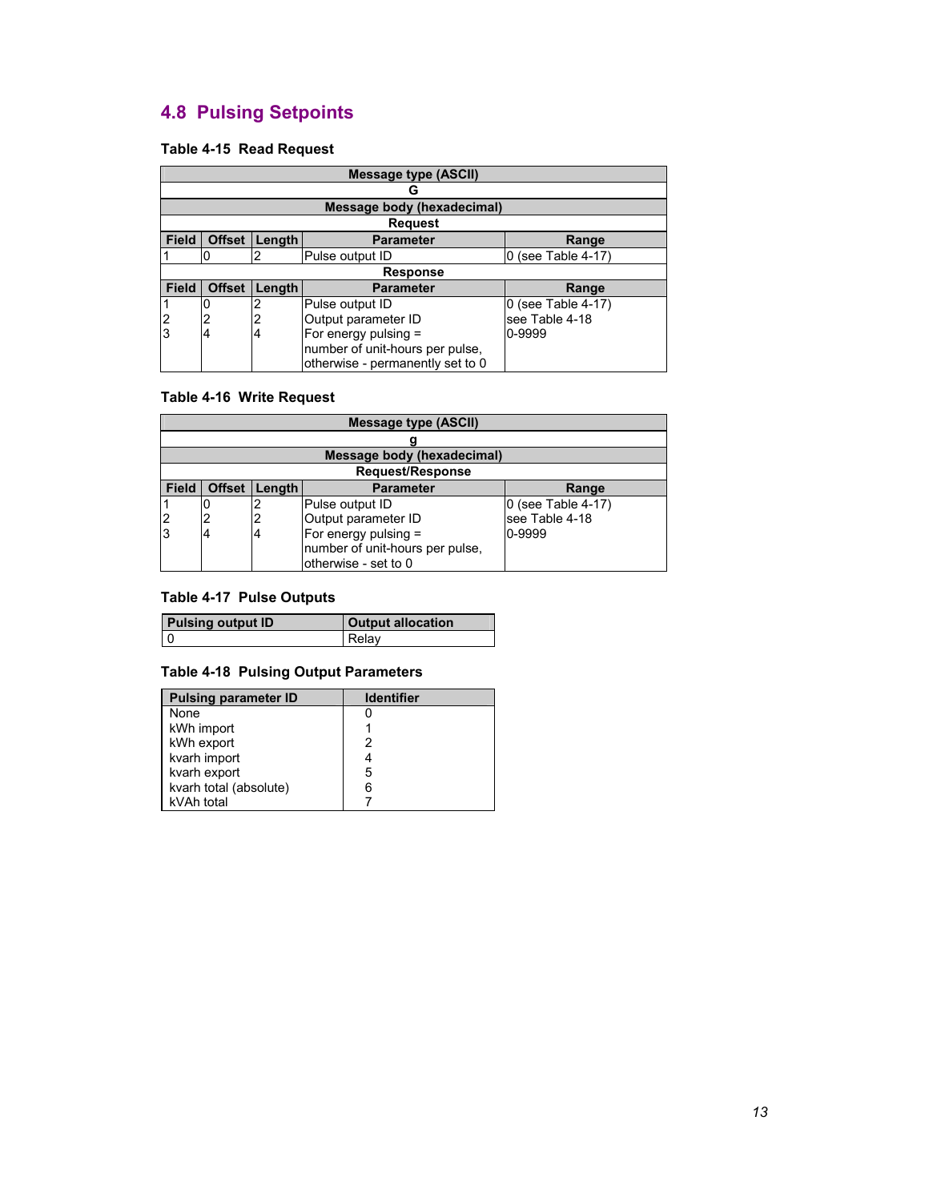## 4.8 Pulsing Setpoints

**Table 4-15 Read Request**

| Message type (ASCII) | | | | |
|---|---|---|---|---|
| G | | | | |
| **Message body (hexadecimal)** | | | | |
| **Request** | | | | |
| **Field** | **Offset** | **Length** | **Parameter** | **Range** |
| 1 | 0 | 2 | Pulse output ID | 0 (see Table 4-17) |
| **Response** | | | | |
| **Field** | **Offset** | **Length** | **Parameter** | **Range** |
| 1 | 0 | 2 | Pulse output ID | 0 (see Table 4-17) |
| 2 | 2 | 2 | Output parameter ID | see Table 4-18 |
| 3 | 4 | 4 | For energy pulsing = number of unit-hours per pulse, otherwise - permanently set to 0 | 0-9999 |

**Table 4-16 Write Request**

| Message type (ASCII) | | | | |
|---|---|---|---|---|
| g | | | | |
| **Message body (hexadecimal)** | | | | |
| **Request/Response** | | | | |
| **Field** | **Offset** | **Length** | **Parameter** | **Range** |
| 1 | 0 | 2 | Pulse output ID | 0 (see Table 4-17) |
| 2 | 2 | 2 | Output parameter ID | see Table 4-18 |
| 3 | 4 | 4 | For energy pulsing = number of unit-hours per pulse, otherwise - set to 0 | 0-9999 |

**Table 4-17 Pulse Outputs**

| Pulsing output ID | Output allocation |
|---|---|
| 0 | Relay |

**Table 4-18 Pulsing Output Parameters**

| Pulsing parameter ID | Identifier |
|---|---|
| None | 0 |
| kWh import | 1 |
| kWh export | 2 |
| kvarh import | 4 |
| kvarh export | 5 |
| kvarh total (absolute) | 6 |
| kVAh total | 7 |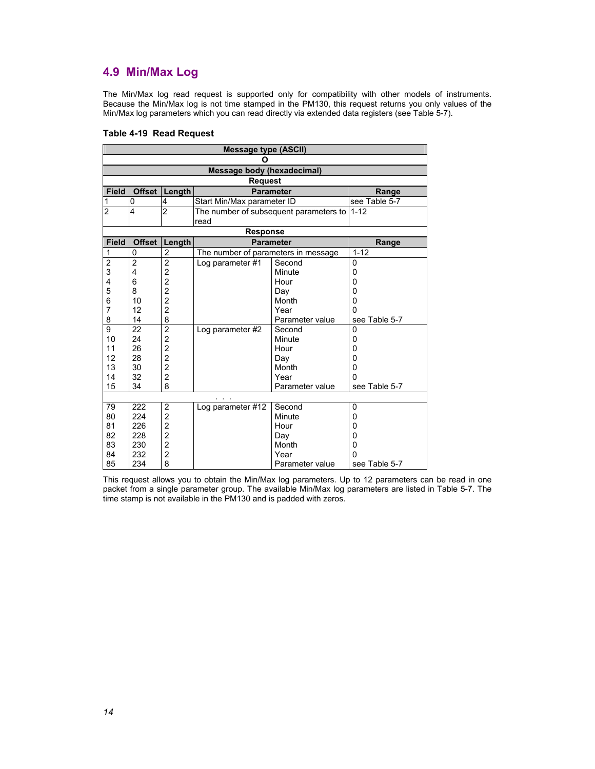## 4.9 Min/Max Log

The Min/Max log read request is supported only for compatibility with other models of instruments. Because the Min/Max log is not time stamped in the PM130, this request returns you only values of the Min/Max log parameters which you can read directly via extended data registers (see Table 5-7).

### Table 4-19 Read Request

| Message type (ASCII) | | | | | |
|---|---|---|---|---|---|
| O | | | | | |
| **Message body (hexadecimal)** | | | | | |
| **Request** | | | | | |
| **Field** | **Offset** | **Length** | **Parameter** | | **Range** |
| 1 | 0 | 4 | Start Min/Max parameter ID | | see Table 5-7 |
| 2 | 4 | 2 | The number of subsequent parameters to read | | 1-12 |
| **Response** | | | | | |
| **Field** | **Offset** | **Length** | **Parameter** | | **Range** |
| 1 | 0 | 2 | The number of parameters in message | | 1-12 |
| 2 | 2 | 2 | Log parameter #1 | Second | 0 |
| 3 | 4 | 2 | | Minute | 0 |
| 4 | 6 | 2 | | Hour | 0 |
| 5 | 8 | 2 | | Day | 0 |
| 6 | 10 | 2 | | Month | 0 |
| 7 | 12 | 2 | | Year | 0 |
| 8 | 14 | 8 | | Parameter value | see Table 5-7 |
| 9 | 22 | 2 | Log parameter #2 | Second | 0 |
| 10 | 24 | 2 | | Minute | 0 |
| 11 | 26 | 2 | | Hour | 0 |
| 12 | 28 | 2 | | Day | 0 |
| 13 | 30 | 2 | | Month | 0 |
| 14 | 32 | 2 | | Year | 0 |
| 15 | 34 | 8 | | Parameter value | see Table 5-7 |
| . . . | | | | | |
| 79 | 222 | 2 | Log parameter #12 | Second | 0 |
| 80 | 224 | 2 | | Minute | 0 |
| 81 | 226 | 2 | | Hour | 0 |
| 82 | 228 | 2 | | Day | 0 |
| 83 | 230 | 2 | | Month | 0 |
| 84 | 232 | 2 | | Year | 0 |
| 85 | 234 | 8 | | Parameter value | see Table 5-7 |

This request allows you to obtain the Min/Max log parameters. Up to 12 parameters can be read in one packet from a single parameter group. The available Min/Max log parameters are listed in Table 5-7. The time stamp is not available in the PM130 and is padded with zeros.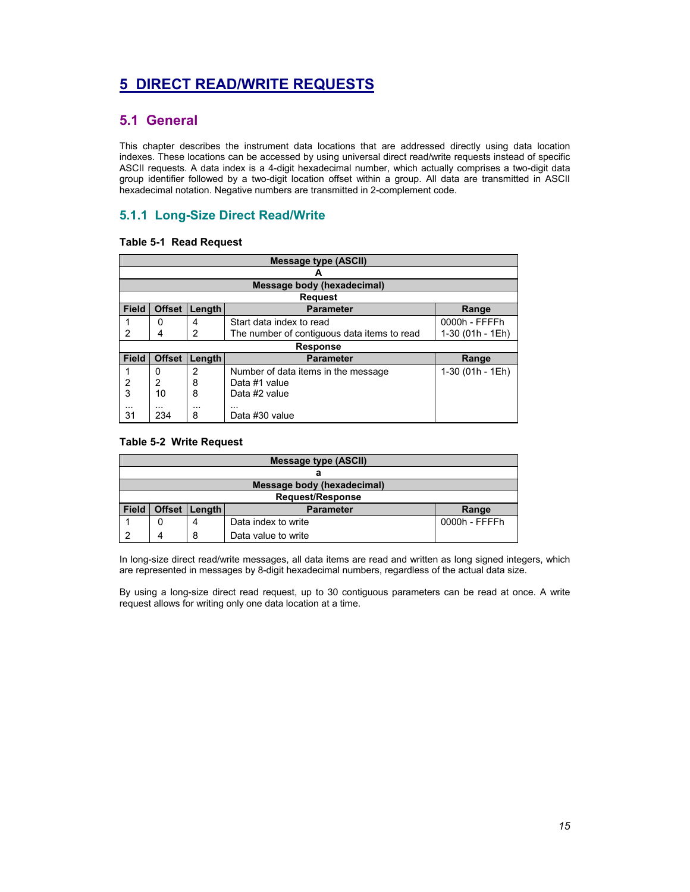# 5 DIRECT READ/WRITE REQUESTS

## 5.1 General

This chapter describes the instrument data locations that are addressed directly using data location indexes. These locations can be accessed by using universal direct read/write requests instead of specific ASCII requests. A data index is a 4-digit hexadecimal number, which actually comprises a two-digit data group identifier followed by a two-digit location offset within a group. All data are transmitted in ASCII hexadecimal notation. Negative numbers are transmitted in 2-complement code.

### 5.1.1 Long-Size Direct Read/Write

**Table 5-1 Read Request**

| Message type (ASCII) | | | | |
|---|---|---|---|---|
| A | | | | |
| **Message body (hexadecimal)** | | | | |
| **Request** | | | | |
| **Field** | **Offset** | **Length** | **Parameter** | **Range** |
| 1 | 0 | 4 | Start data index to read | 0000h - FFFFh |
| 2 | 4 | 2 | The number of contiguous data items to read | 1-30 (01h - 1Eh) |
| **Response** | | | | |
| **Field** | **Offset** | **Length** | **Parameter** | **Range** |
| 1 | 0 | 2 | Number of data items in the message | 1-30 (01h - 1Eh) |
| 2 | 2 | 8 | Data #1 value | |
| 3 | 10 | 8 | Data #2 value | |
| ... | ... | ... | ... | |
| 31 | 234 | 8 | Data #30 value | |

**Table 5-2 Write Request**

| Message type (ASCII) | | | | |
|---|---|---|---|---|
| a | | | | |
| **Message body (hexadecimal)** | | | | |
| **Request/Response** | | | | |
| **Field** | **Offset** | **Length** | **Parameter** | **Range** |
| 1 | 0 | 4 | Data index to write | 0000h - FFFFh |
| 2 | 4 | 8 | Data value to write | |

In long-size direct read/write messages, all data items are read and written as long signed integers, which are represented in messages by 8-digit hexadecimal numbers, regardless of the actual data size.

By using a long-size direct read request, up to 30 contiguous parameters can be read at once. A write request allows for writing only one data location at a time.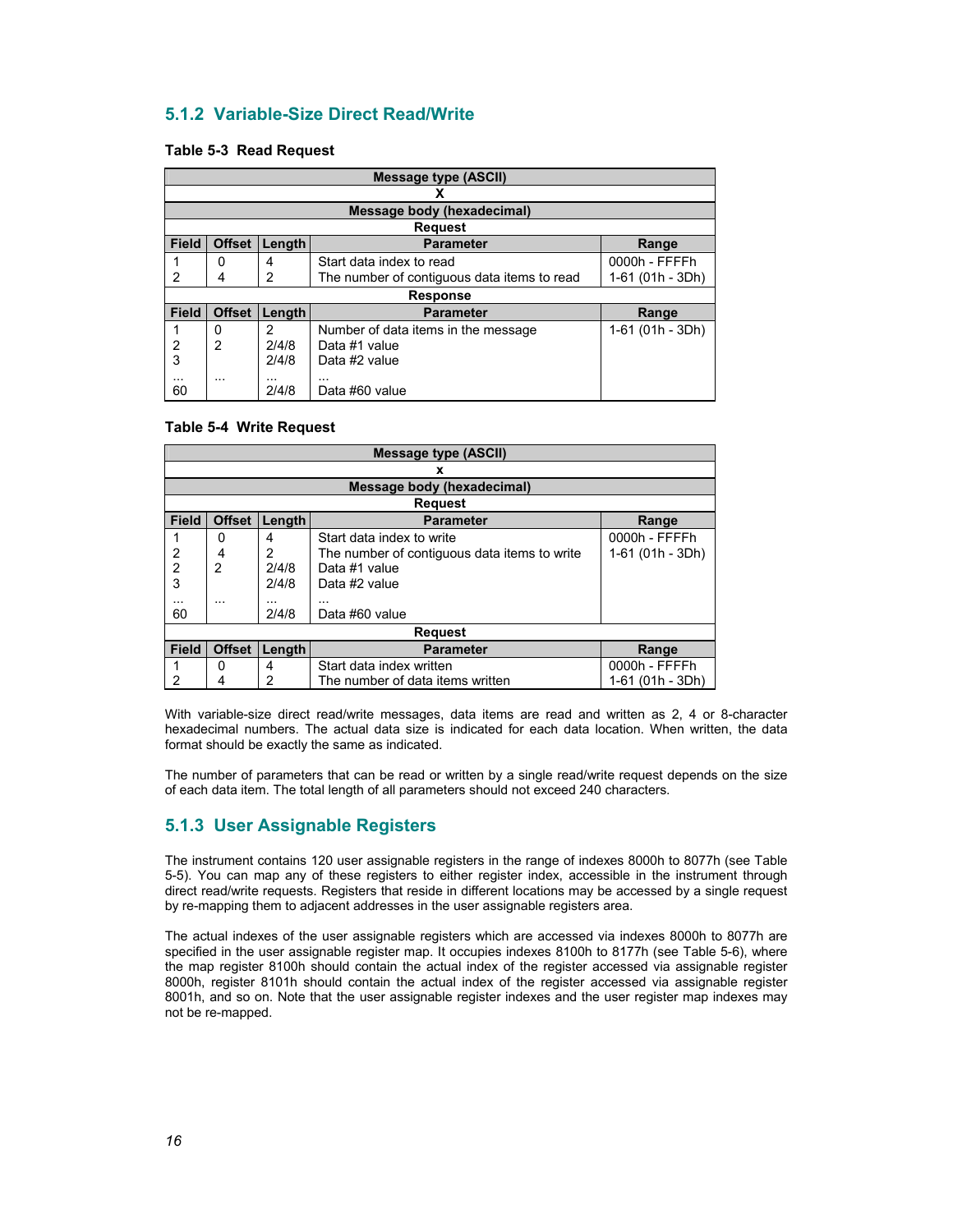### 5.1.2 Variable-Size Direct Read/Write

**Table 5-3 Read Request**

| Message type (ASCII) | | | | |
|---|---|---|---|---|
| X | | | | |
| **Message body (hexadecimal)** | | | | |
| **Request** | | | | |
| **Field** | **Offset** | **Length** | **Parameter** | **Range** |
| 1 | 0 | 4 | Start data index to read | 0000h - FFFFh |
| 2 | 4 | 2 | The number of contiguous data items to read | 1-61 (01h - 3Dh) |
| **Response** | | | | |
| **Field** | **Offset** | **Length** | **Parameter** | **Range** |
| 1 | 0 | 2 | Number of data items in the message | 1-61 (01h - 3Dh) |
| 2 | 2 | 2/4/8 | Data #1 value | |
| 3 | | 2/4/8 | Data #2 value | |
| … | … | … | … | |
| 60 | | 2/4/8 | Data #60 value | |

**Table 5-4 Write Request**

| Message type (ASCII) | | | | |
|---|---|---|---|---|
| x | | | | |
| **Message body (hexadecimal)** | | | | |
| **Request** | | | | |
| **Field** | **Offset** | **Length** | **Parameter** | **Range** |
| 1 | 0 | 4 | Start data index to write | 0000h - FFFFh |
| 2 | 4 | 2 | The number of contiguous data items to write | 1-61 (01h - 3Dh) |
| 2 | 2 | 2/4/8 | Data #1 value | |
| 3 | | 2/4/8 | Data #2 value | |
| … | … | … | … | |
| 60 | | 2/4/8 | Data #60 value | |
| **Request** | | | | |
| **Field** | **Offset** | **Length** | **Parameter** | **Range** |
| 1 | 0 | 4 | Start data index written | 0000h - FFFFh |
| 2 | 4 | 2 | The number of data items written | 1-61 (01h - 3Dh) |

With variable-size direct read/write messages, data items are read and written as 2, 4 or 8-character hexadecimal numbers. The actual data size is indicated for each data location. When written, the data format should be exactly the same as indicated.

The number of parameters that can be read or written by a single read/write request depends on the size of each data item. The total length of all parameters should not exceed 240 characters.

### 5.1.3 User Assignable Registers

The instrument contains 120 user assignable registers in the range of indexes 8000h to 8077h (see Table 5-5). You can map any of these registers to either register index, accessible in the instrument through direct read/write requests. Registers that reside in different locations may be accessed by a single request by re-mapping them to adjacent addresses in the user assignable registers area.

The actual indexes of the user assignable registers which are accessed via indexes 8000h to 8077h are specified in the user assignable register map. It occupies indexes 8100h to 8177h (see Table 5-6), where the map register 8100h should contain the actual index of the register accessed via assignable register 8000h, register 8101h should contain the actual index of the register accessed via assignable register 8001h, and so on. Note that the user assignable register indexes and the user register map indexes may not be re-mapped.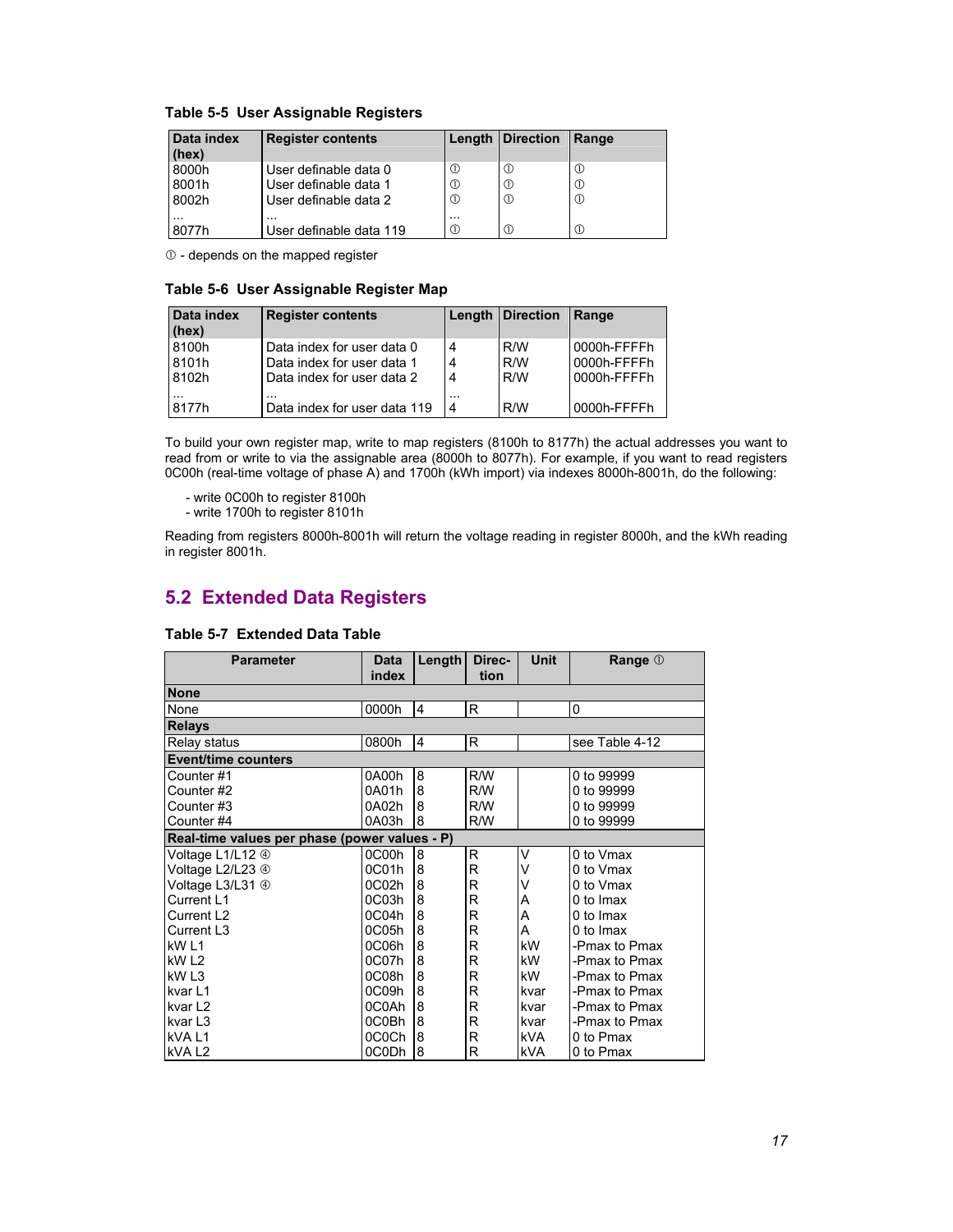**Table 5-5 User Assignable Registers**

| Data index (hex) | Register contents | Length | Direction | Range |
|---|---|---|---|---|
| 8000h | User definable data 0 | ① | ① | ① |
| 8001h | User definable data 1 | ① | ① | ① |
| 8002h | User definable data 2 | ① | ① | ① |
| ... | ... | ... | | |
| 8077h | User definable data 119 | ① | ① | ① |

① - depends on the mapped register

**Table 5-6 User Assignable Register Map**

| Data index (hex) | Register contents | Length | Direction | Range |
|---|---|---|---|---|
| 8100h | Data index for user data 0 | 4 | R/W | 0000h-FFFFh |
| 8101h | Data index for user data 1 | 4 | R/W | 0000h-FFFFh |
| 8102h | Data index for user data 2 | 4 | R/W | 0000h-FFFFh |
| ... | ... | ... | | |
| 8177h | Data index for user data 119 | 4 | R/W | 0000h-FFFFh |

To build your own register map, write to map registers (8100h to 8177h) the actual addresses you want to read from or write to via the assignable area (8000h to 8077h). For example, if you want to read registers 0C00h (real-time voltage of phase A) and 1700h (kWh import) via indexes 8000h-8001h, do the following:

- write 0C00h to register 8100h
- write 1700h to register 8101h

Reading from registers 8000h-8001h will return the voltage reading in register 8000h, and the kWh reading in register 8001h.

## 5.2 Extended Data Registers

**Table 5-7 Extended Data Table**

| Parameter | Data index | Length | Direction | Unit | Range ① |
|---|---|---|---|---|---|
| **None** | | | | | |
| None | 0000h | 4 | R | | 0 |
| **Relays** | | | | | |
| Relay status | 0800h | 4 | R | | see Table 4-12 |
| **Event/time counters** | | | | | |
| Counter #1 | 0A00h | 8 | R/W | | 0 to 99999 |
| Counter #2 | 0A01h | 8 | R/W | | 0 to 99999 |
| Counter #3 | 0A02h | 8 | R/W | | 0 to 99999 |
| Counter #4 | 0A03h | 8 | R/W | | 0 to 99999 |
| **Real-time values per phase (power values - P)** | | | | | |
| Voltage L1/L12 ④ | 0C00h | 8 | R | V | 0 to Vmax |
| Voltage L2/L23 ④ | 0C01h | 8 | R | V | 0 to Vmax |
| Voltage L3/L31 ④ | 0C02h | 8 | R | V | 0 to Vmax |
| Current L1 | 0C03h | 8 | R | A | 0 to Imax |
| Current L2 | 0C04h | 8 | R | A | 0 to Imax |
| Current L3 | 0C05h | 8 | R | A | 0 to Imax |
| kW L1 | 0C06h | 8 | R | kW | -Pmax to Pmax |
| kW L2 | 0C07h | 8 | R | kW | -Pmax to Pmax |
| kW L3 | 0C08h | 8 | R | kW | -Pmax to Pmax |
| kvar L1 | 0C09h | 8 | R | kvar | -Pmax to Pmax |
| kvar L2 | 0C0Ah | 8 | R | kvar | -Pmax to Pmax |
| kvar L3 | 0C0Bh | 8 | R | kvar | -Pmax to Pmax |
| kVA L1 | 0C0Ch | 8 | R | kVA | 0 to Pmax |
| kVA L2 | 0C0Dh | 8 | R | kVA | 0 to Pmax |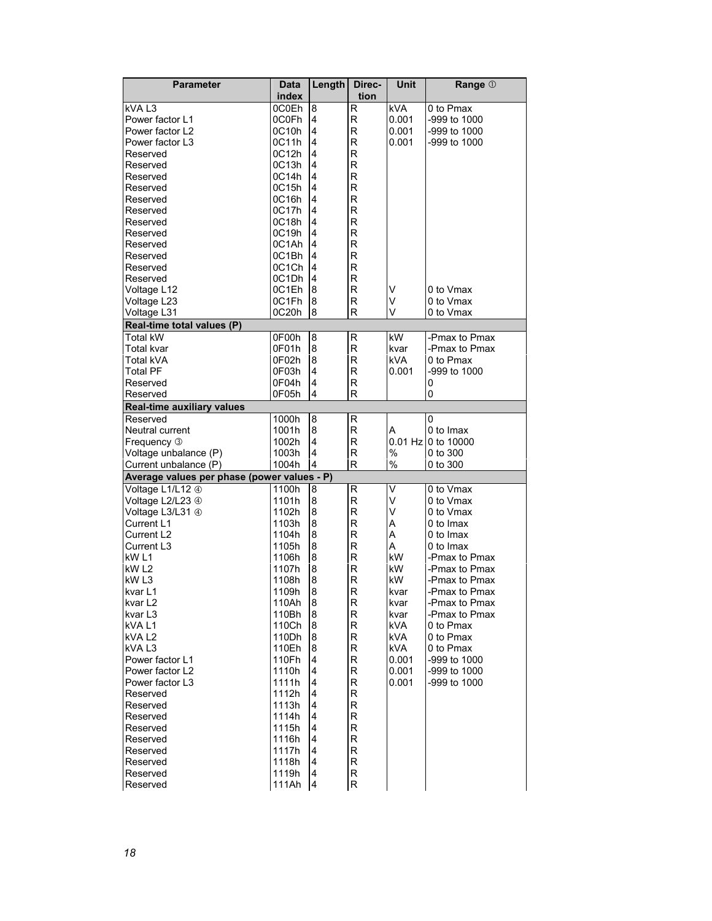| Parameter | Data index | Length | Direc-tion | Unit | Range ① |
|---|---|---|---|---|---|
| kVA L3 | 0C0Eh | 8 | R | kVA | 0 to Pmax |
| Power factor L1 | 0C0Fh | 4 | R | 0.001 | -999 to 1000 |
| Power factor L2 | 0C10h | 4 | R | 0.001 | -999 to 1000 |
| Power factor L3 | 0C11h | 4 | R | 0.001 | -999 to 1000 |
| Reserved | 0C12h | 4 | R | | |
| Reserved | 0C13h | 4 | R | | |
| Reserved | 0C14h | 4 | R | | |
| Reserved | 0C15h | 4 | R | | |
| Reserved | 0C16h | 4 | R | | |
| Reserved | 0C17h | 4 | R | | |
| Reserved | 0C18h | 4 | R | | |
| Reserved | 0C19h | 4 | R | | |
| Reserved | 0C1Ah | 4 | R | | |
| Reserved | 0C1Bh | 4 | R | | |
| Reserved | 0C1Ch | 4 | R | | |
| Reserved | 0C1Dh | 4 | R | | |
| Voltage L12 | 0C1Eh | 8 | R | V | 0 to Vmax |
| Voltage L23 | 0C1Fh | 8 | R | V | 0 to Vmax |
| Voltage L31 | 0C20h | 8 | R | V | 0 to Vmax |
| **Real-time total values (P)** | | | | | |
| Total kW | 0F00h | 8 | R | kW | -Pmax to Pmax |
| Total kvar | 0F01h | 8 | R | kvar | -Pmax to Pmax |
| Total kVA | 0F02h | 8 | R | kVA | 0 to Pmax |
| Total PF | 0F03h | 4 | R | 0.001 | -999 to 1000 |
| Reserved | 0F04h | 4 | R | | 0 |
| Reserved | 0F05h | 4 | R | | 0 |
| **Real-time auxiliary values** | | | | | |
| Reserved | 1000h | 8 | R | | 0 |
| Neutral current | 1001h | 8 | R | A | 0 to Imax |
| Frequency ③ | 1002h | 4 | R | 0.01 Hz | 0 to 10000 |
| Voltage unbalance (P) | 1003h | 4 | R | % | 0 to 300 |
| Current unbalance (P) | 1004h | 4 | R | % | 0 to 300 |
| **Average values per phase (power values - P)** | | | | | |
| Voltage L1/L12 ④ | 1100h | 8 | R | V | 0 to Vmax |
| Voltage L2/L23 ④ | 1101h | 8 | R | V | 0 to Vmax |
| Voltage L3/L31 ④ | 1102h | 8 | R | V | 0 to Vmax |
| Current L1 | 1103h | 8 | R | A | 0 to Imax |
| Current L2 | 1104h | 8 | R | A | 0 to Imax |
| Current L3 | 1105h | 8 | R | A | 0 to Imax |
| kW L1 | 1106h | 8 | R | kW | -Pmax to Pmax |
| kW L2 | 1107h | 8 | R | kW | -Pmax to Pmax |
| kW L3 | 1108h | 8 | R | kW | -Pmax to Pmax |
| kvar L1 | 1109h | 8 | R | kvar | -Pmax to Pmax |
| kvar L2 | 110Ah | 8 | R | kvar | -Pmax to Pmax |
| kvar L3 | 110Bh | 8 | R | kvar | -Pmax to Pmax |
| kVA L1 | 110Ch | 8 | R | kVA | 0 to Pmax |
| kVA L2 | 110Dh | 8 | R | kVA | 0 to Pmax |
| kVA L3 | 110Eh | 8 | R | kVA | 0 to Pmax |
| Power factor L1 | 110Fh | 4 | R | 0.001 | -999 to 1000 |
| Power factor L2 | 1110h | 4 | R | 0.001 | -999 to 1000 |
| Power factor L3 | 1111h | 4 | R | 0.001 | -999 to 1000 |
| Reserved | 1112h | 4 | R | | |
| Reserved | 1113h | 4 | R | | |
| Reserved | 1114h | 4 | R | | |
| Reserved | 1115h | 4 | R | | |
| Reserved | 1116h | 4 | R | | |
| Reserved | 1117h | 4 | R | | |
| Reserved | 1118h | 4 | R | | |
| Reserved | 1119h | 4 | R | | |
| Reserved | 111Ah | 4 | R | | |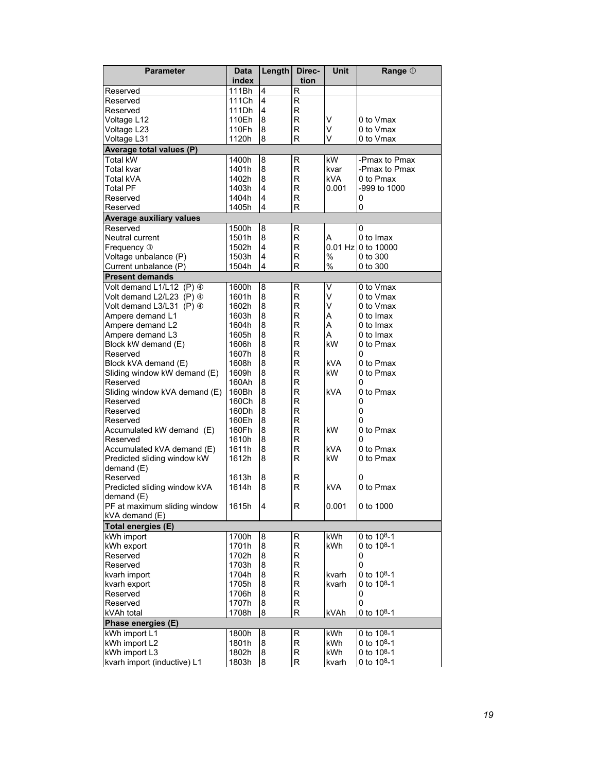| Parameter | Data index | Length | Direc-tion | Unit | Range ① |
|---|---|---|---|---|---|
| Reserved | 111Bh | 4 | R | | |
| Reserved | 111Ch | 4 | R | | |
| Reserved | 111Dh | 4 | R | | |
| Voltage L12 | 110Eh | 8 | R | V | 0 to Vmax |
| Voltage L23 | 110Fh | 8 | R | V | 0 to Vmax |
| Voltage L31 | 1120h | 8 | R | V | 0 to Vmax |
| **Average total values (P)** | | | | | |
| Total kW | 1400h | 8 | R | kW | -Pmax to Pmax |
| Total kvar | 1401h | 8 | R | kvar | -Pmax to Pmax |
| Total kVA | 1402h | 8 | R | kVA | 0 to Pmax |
| Total PF | 1403h | 4 | R | 0.001 | -999 to 1000 |
| Reserved | 1404h | 4 | R | | 0 |
| Reserved | 1405h | 4 | R | | 0 |
| **Average auxiliary values** | | | | | |
| Reserved | 1500h | 8 | R | | 0 |
| Neutral current | 1501h | 8 | R | A | 0 to Imax |
| Frequency ③ | 1502h | 4 | R | 0.01 Hz | 0 to 10000 |
| Voltage unbalance (P) | 1503h | 4 | R | % | 0 to 300 |
| Current unbalance (P) | 1504h | 4 | R | % | 0 to 300 |
| **Present demands** | | | | | |
| Volt demand L1/L12 (P) ④ | 1600h | 8 | R | V | 0 to Vmax |
| Volt demand L2/L23 (P) ④ | 1601h | 8 | R | V | 0 to Vmax |
| Volt demand L3/L31 (P) ④ | 1602h | 8 | R | V | 0 to Vmax |
| Ampere demand L1 | 1603h | 8 | R | A | 0 to Imax |
| Ampere demand L2 | 1604h | 8 | R | A | 0 to Imax |
| Ampere demand L3 | 1605h | 8 | R | A | 0 to Imax |
| Block kW demand (E) | 1606h | 8 | R | kW | 0 to Pmax |
| Reserved | 1607h | 8 | R | | 0 |
| Block kVA demand (E) | 1608h | 8 | R | kVA | 0 to Pmax |
| Sliding window kW demand (E) | 1609h | 8 | R | kW | 0 to Pmax |
| Reserved | 160Ah | 8 | R | | 0 |
| Sliding window kVA demand (E) | 160Bh | 8 | R | kVA | 0 to Pmax |
| Reserved | 160Ch | 8 | R | | 0 |
| Reserved | 160Dh | 8 | R | | 0 |
| Reserved | 160Eh | 8 | R | | 0 |
| Accumulated kW demand (E) | 160Fh | 8 | R | kW | 0 to Pmax |
| Reserved | 1610h | 8 | R | | 0 |
| Accumulated kVA demand (E) | 1611h | 8 | R | kVA | 0 to Pmax |
| Predicted sliding window kW demand (E) | 1612h | 8 | R | kW | 0 to Pmax |
| Reserved | 1613h | 8 | R | | 0 |
| Predicted sliding window kVA demand (E) | 1614h | 8 | R | kVA | 0 to Pmax |
| PF at maximum sliding window kVA demand (E) | 1615h | 4 | R | 0.001 | 0 to 1000 |
| **Total energies (E)** | | | | | |
| kWh import | 1700h | 8 | R | kWh | 0 to $10^8$-1 |
| kWh export | 1701h | 8 | R | kWh | 0 to $10^8$-1 |
| Reserved | 1702h | 8 | R | | 0 |
| Reserved | 1703h | 8 | R | | 0 |
| kvarh import | 1704h | 8 | R | kvarh | 0 to $10^8$-1 |
| kvarh export | 1705h | 8 | R | kvarh | 0 to $10^8$-1 |
| Reserved | 1706h | 8 | R | | 0 |
| Reserved | 1707h | 8 | R | | 0 |
| kVAh total | 1708h | 8 | R | kVAh | 0 to $10^8$-1 |
| **Phase energies (E)** | | | | | |
| kWh import L1 | 1800h | 8 | R | kWh | 0 to $10^8$-1 |
| kWh import L2 | 1801h | 8 | R | kWh | 0 to $10^8$-1 |
| kWh import L3 | 1802h | 8 | R | kWh | 0 to $10^8$-1 |
| kvarh import (inductive) L1 | 1803h | 8 | R | kvarh | 0 to $10^8$-1 |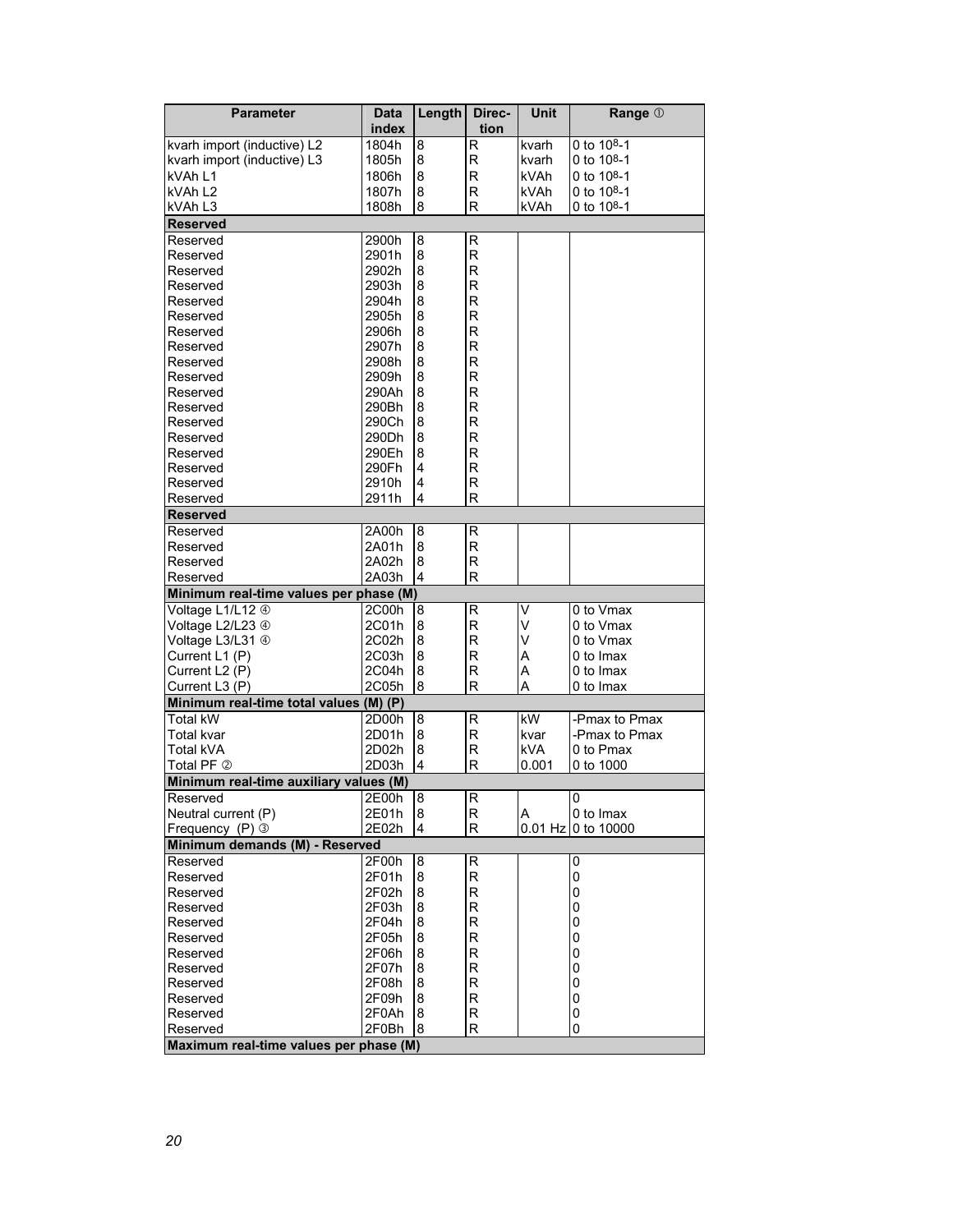| Parameter | Data index | Length | Direc-tion | Unit | Range ① |
|---|---|---|---|---|---|
| kvarh import (inductive) L2 | 1804h | 8 | R | kvarh | 0 to $10^8$-1 |
| kvarh import (inductive) L3 | 1805h | 8 | R | kvarh | 0 to $10^8$-1 |
| kVAh L1 | 1806h | 8 | R | kVAh | 0 to $10^8$-1 |
| kVAh L2 | 1807h | 8 | R | kVAh | 0 to $10^8$-1 |
| kVAh L3 | 1808h | 8 | R | kVAh | 0 to $10^8$-1 |
| **Reserved** | | | | | |
| Reserved | 2900h | 8 | R | | |
| Reserved | 2901h | 8 | R | | |
| Reserved | 2902h | 8 | R | | |
| Reserved | 2903h | 8 | R | | |
| Reserved | 2904h | 8 | R | | |
| Reserved | 2905h | 8 | R | | |
| Reserved | 2906h | 8 | R | | |
| Reserved | 2907h | 8 | R | | |
| Reserved | 2908h | 8 | R | | |
| Reserved | 2909h | 8 | R | | |
| Reserved | 290Ah | 8 | R | | |
| Reserved | 290Bh | 8 | R | | |
| Reserved | 290Ch | 8 | R | | |
| Reserved | 290Dh | 8 | R | | |
| Reserved | 290Eh | 8 | R | | |
| Reserved | 290Fh | 4 | R | | |
| Reserved | 2910h | 4 | R | | |
| Reserved | 2911h | 4 | R | | |
| **Reserved** | | | | | |
| Reserved | 2A00h | 8 | R | | |
| Reserved | 2A01h | 8 | R | | |
| Reserved | 2A02h | 8 | R | | |
| Reserved | 2A03h | 4 | R | | |
| **Minimum real-time values per phase (M)** | | | | | |
| Voltage L1/L12 ④ | 2C00h | 8 | R | V | 0 to Vmax |
| Voltage L2/L23 ④ | 2C01h | 8 | R | V | 0 to Vmax |
| Voltage L3/L31 ④ | 2C02h | 8 | R | V | 0 to Vmax |
| Current L1 (P) | 2C03h | 8 | R | A | 0 to Imax |
| Current L2 (P) | 2C04h | 8 | R | A | 0 to Imax |
| Current L3 (P) | 2C05h | 8 | R | A | 0 to Imax |
| **Minimum real-time total values (M) (P)** | | | | | |
| Total kW | 2D00h | 8 | R | kW | -Pmax to Pmax |
| Total kvar | 2D01h | 8 | R | kvar | -Pmax to Pmax |
| Total kVA | 2D02h | 8 | R | kVA | 0 to Pmax |
| Total PF ② | 2D03h | 4 | R | 0.001 | 0 to 1000 |
| **Minimum real-time auxiliary values (M)** | | | | | |
| Reserved | 2E00h | 8 | R | | 0 |
| Neutral current (P) | 2E01h | 8 | R | A | 0 to Imax |
| Frequency (P) ③ | 2E02h | 4 | R | 0.01 Hz | 0 to 10000 |
| **Minimum demands (M) - Reserved** | | | | | |
| Reserved | 2F00h | 8 | R | | 0 |
| Reserved | 2F01h | 8 | R | | 0 |
| Reserved | 2F02h | 8 | R | | 0 |
| Reserved | 2F03h | 8 | R | | 0 |
| Reserved | 2F04h | 8 | R | | 0 |
| Reserved | 2F05h | 8 | R | | 0 |
| Reserved | 2F06h | 8 | R | | 0 |
| Reserved | 2F07h | 8 | R | | 0 |
| Reserved | 2F08h | 8 | R | | 0 |
| Reserved | 2F09h | 8 | R | | 0 |
| Reserved | 2F0Ah | 8 | R | | 0 |
| Reserved | 2F0Bh | 8 | R | | 0 |
| **Maximum real-time values per phase (M)** | | | | | |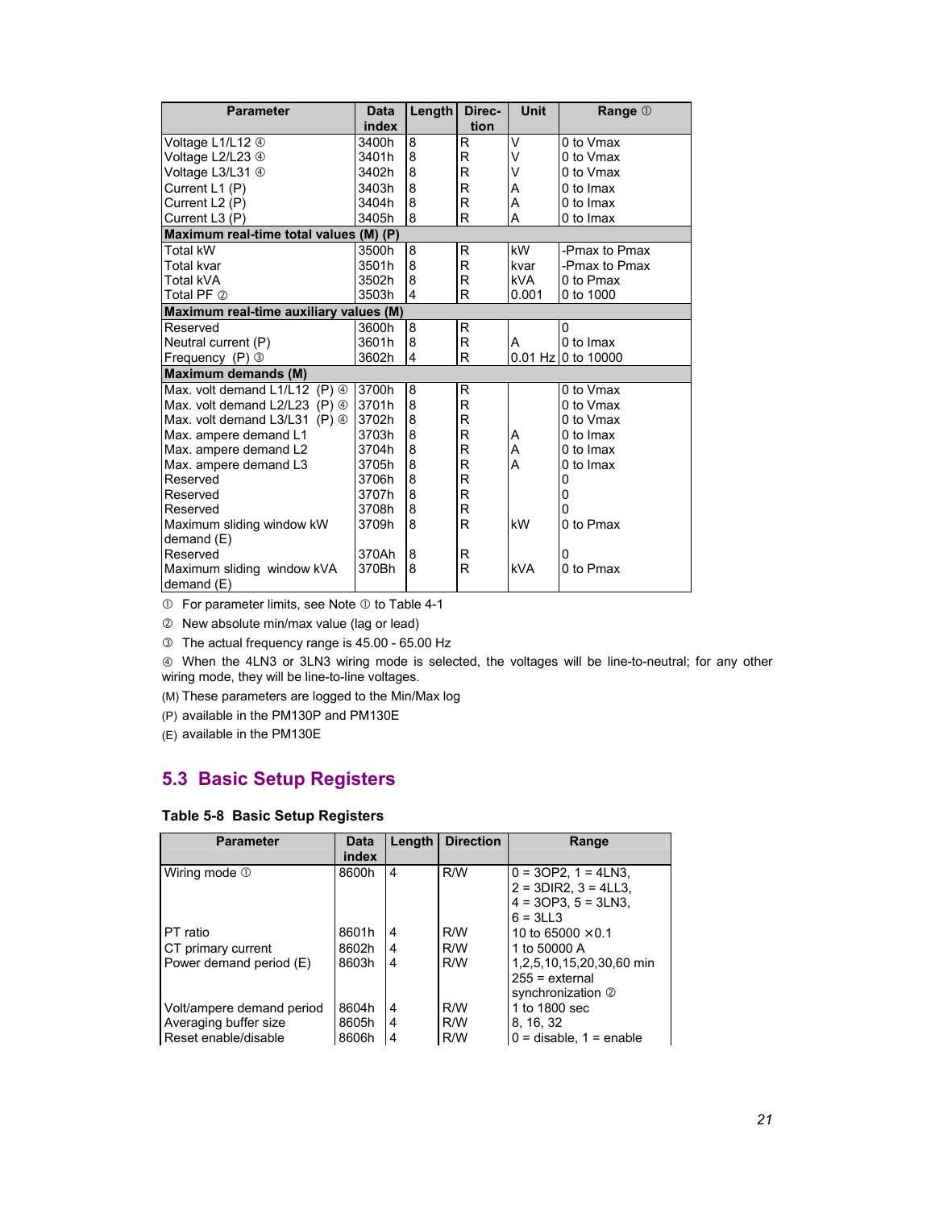| Parameter | Data index | Length | Direc-tion | Unit | Range ① |
|---|---|---|---|---|---|
| Voltage L1/L12 ④ | 3400h | 8 | R | V | 0 to Vmax |
| Voltage L2/L23 ④ | 3401h | 8 | R | V | 0 to Vmax |
| Voltage L3/L31 ④ | 3402h | 8 | R | V | 0 to Vmax |
| Current L1 (P) | 3403h | 8 | R | A | 0 to Imax |
| Current L2 (P) | 3404h | 8 | R | A | 0 to Imax |
| Current L3 (P) | 3405h | 8 | R | A | 0 to Imax |
| **Maximum real-time total values (M) (P)** | | | | | |
| Total kW | 3500h | 8 | R | kW | -Pmax to Pmax |
| Total kvar | 3501h | 8 | R | kvar | -Pmax to Pmax |
| Total kVA | 3502h | 8 | R | kVA | 0 to Pmax |
| Total PF ② | 3503h | 4 | R | 0.001 | 0 to 1000 |
| **Maximum real-time auxiliary values (M)** | | | | | |
| Reserved | 3600h | 8 | R | | 0 |
| Neutral current (P) | 3601h | 8 | R | A | 0 to Imax |
| Frequency (P) ③ | 3602h | 4 | R | 0.01 Hz | 0 to 10000 |
| **Maximum demands (M)** | | | | | |
| Max. volt demand L1/L12 (P) ④ | 3700h | 8 | R | | 0 to Vmax |
| Max. volt demand L2/L23 (P) ④ | 3701h | 8 | R | | 0 to Vmax |
| Max. volt demand L3/L31 (P) ④ | 3702h | 8 | R | | 0 to Vmax |
| Max. ampere demand L1 | 3703h | 8 | R | A | 0 to Imax |
| Max. ampere demand L2 | 3704h | 8 | R | A | 0 to Imax |
| Max. ampere demand L3 | 3705h | 8 | R | A | 0 to Imax |
| Reserved | 3706h | 8 | R | | 0 |
| Reserved | 3707h | 8 | R | | 0 |
| Reserved | 3708h | 8 | R | | 0 |
| Maximum sliding window kW demand (E) | 3709h | 8 | R | kW | 0 to Pmax |
| Reserved | 370Ah | 8 | R | | 0 |
| Maximum sliding window kVA demand (E) | 370Bh | 8 | R | kVA | 0 to Pmax |

① For parameter limits, see Note ① to Table 4-1

② New absolute min/max value (lag or lead)

③ The actual frequency range is 45.00 - 65.00 Hz

④ When the 4LN3 or 3LN3 wiring mode is selected, the voltages will be line-to-neutral; for any other wiring mode, they will be line-to-line voltages.

(M) These parameters are logged to the Min/Max log

(P) available in the PM130P and PM130E

(E) available in the PM130E

## 5.3 Basic Setup Registers

**Table 5-8 Basic Setup Registers**

| Parameter | Data index | Length | Direction | Range |
|---|---|---|---|---|
| Wiring mode ① | 8600h | 4 | R/W | 0 = 3OP2, 1 = 4LN3, 2 = 3DIR2, 3 = 4LL3, 4 = 3OP3, 5 = 3LN3, 6 = 3LL3 |
| PT ratio | 8601h | 4 | R/W | 10 to 65000 ×0.1 |
| CT primary current | 8602h | 4 | R/W | 1 to 50000 A |
| Power demand period (E) | 8603h | 4 | R/W | 1,2,5,10,15,20,30,60 min 255 = external synchronization ② |
| Volt/ampere demand period | 8604h | 4 | R/W | 1 to 1800 sec |
| Averaging buffer size | 8605h | 4 | R/W | 8, 16, 32 |
| Reset enable/disable | 8606h | 4 | R/W | 0 = disable, 1 = enable |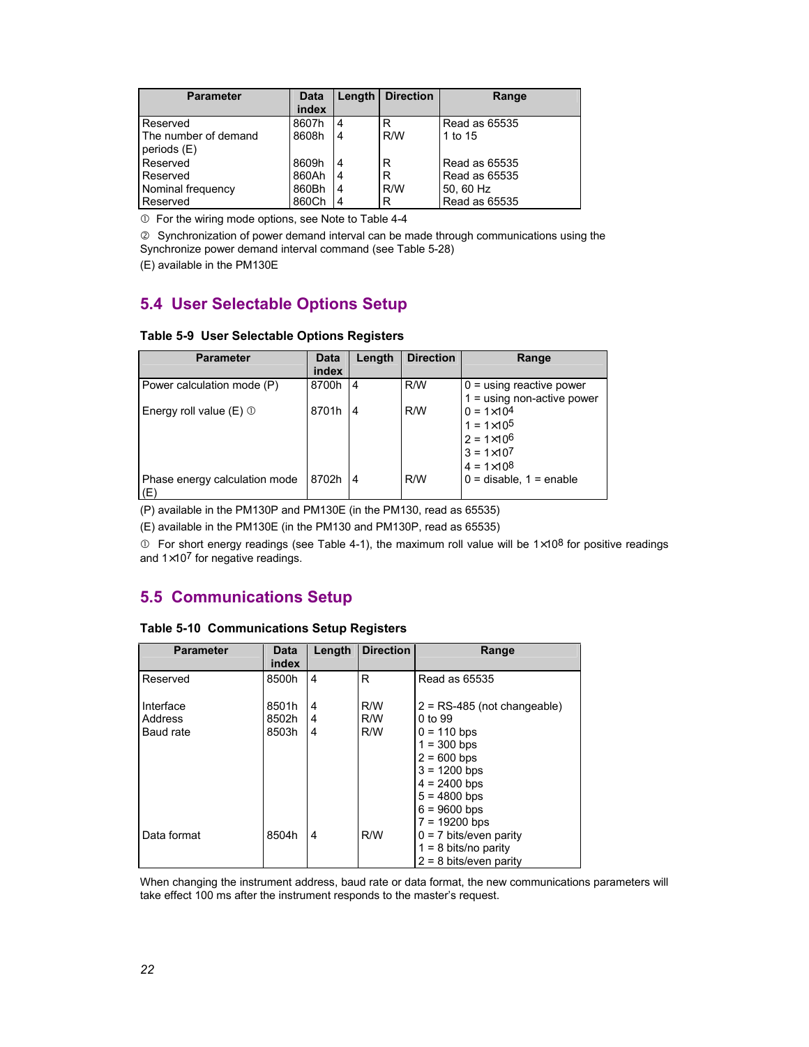| Parameter | Data index | Length | Direction | Range |
|---|---|---|---|---|
| Reserved | 8607h | 4 | R | Read as 65535 |
| The number of demand periods (E) | 8608h | 4 | R/W | 1 to 15 |
| Reserved | 8609h | 4 | R | Read as 65535 |
| Reserved | 860Ah | 4 | R | Read as 65535 |
| Nominal frequency | 860Bh | 4 | R/W | 50, 60 Hz |
| Reserved | 860Ch | 4 | R | Read as 65535 |

① For the wiring mode options, see Note to Table 4-4

② Synchronization of power demand interval can be made through communications using the Synchronize power demand interval command (see Table 5-28)

(E) available in the PM130E

## 5.4 User Selectable Options Setup

**Table 5-9 User Selectable Options Registers**

| Parameter | Data index | Length | Direction | Range |
|---|---|---|---|---|
| Power calculation mode (P) | 8700h | 4 | R/W | 0 = using reactive power<br>1 = using non-active power |
| Energy roll value (E) ① | 8701h | 4 | R/W | 0 = $1\times10^4$<br>1 = $1\times10^5$<br>2 = $1\times10^6$<br>3 = $1\times10^7$<br>4 = $1\times10^8$ |
| Phase energy calculation mode (E) | 8702h | 4 | R/W | 0 = disable, 1 = enable |

(P) available in the PM130P and PM130E (in the PM130, read as 65535)

(E) available in the PM130E (in the PM130 and PM130P, read as 65535)

① For short energy readings (see Table 4-1), the maximum roll value will be $1\times10^8$ for positive readings and $1\times10^7$ for negative readings.

## 5.5 Communications Setup

**Table 5-10 Communications Setup Registers**

| Parameter | Data index | Length | Direction | Range |
|---|---|---|---|---|
| Reserved | 8500h | 4 | R | Read as 65535 |
| Interface | 8501h | 4 | R/W | 2 = RS-485 (not changeable) |
| Address | 8502h | 4 | R/W | 0 to 99 |
| Baud rate | 8503h | 4 | R/W | 0 = 110 bps<br>1 = 300 bps<br>2 = 600 bps<br>3 = 1200 bps<br>4 = 2400 bps<br>5 = 4800 bps<br>6 = 9600 bps<br>7 = 19200 bps |
| Data format | 8504h | 4 | R/W | 0 = 7 bits/even parity<br>1 = 8 bits/no parity<br>2 = 8 bits/even parity |

When changing the instrument address, baud rate or data format, the new communications parameters will take effect 100 ms after the instrument responds to the master's request.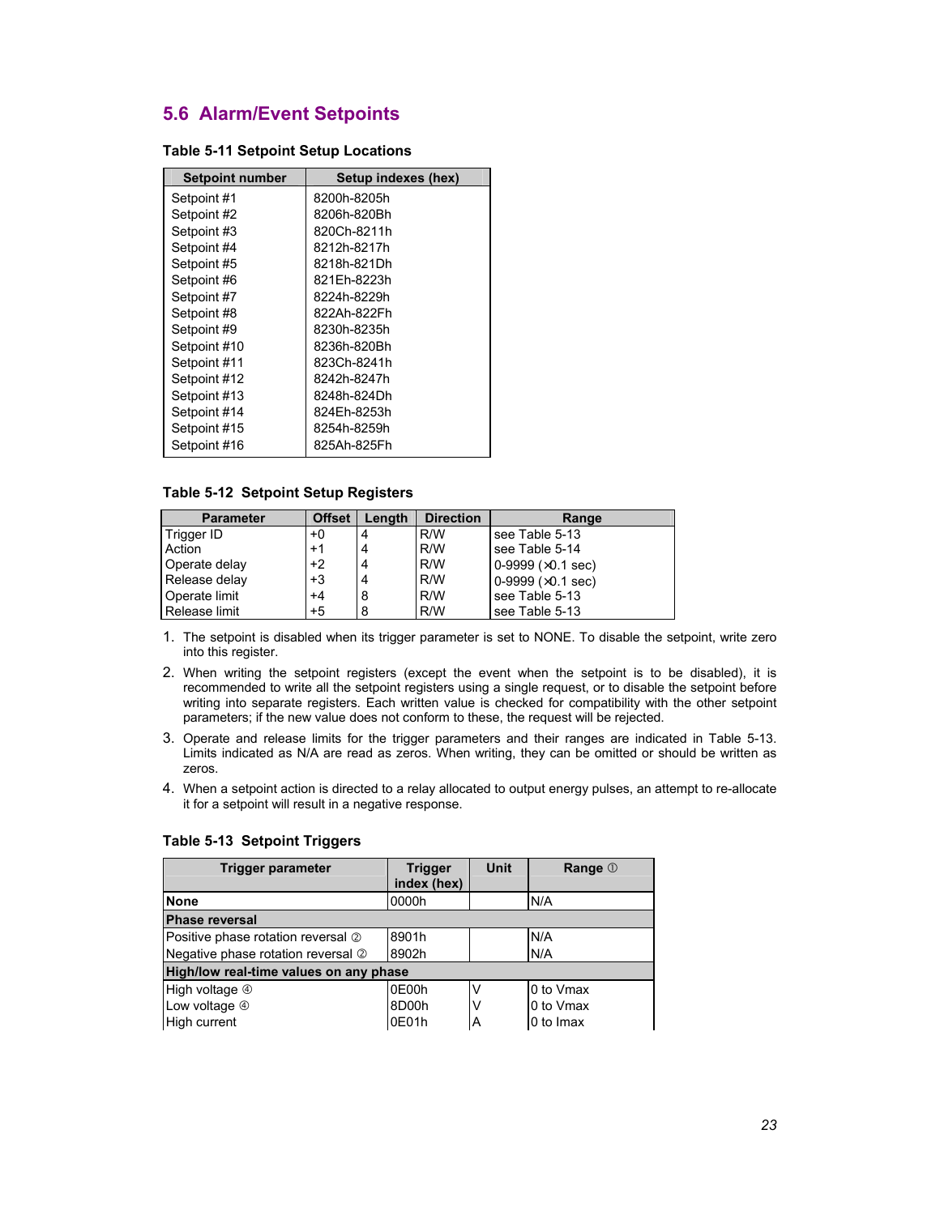## 5.6 Alarm/Event Setpoints

**Table 5-11 Setpoint Setup Locations**

| Setpoint number | Setup indexes (hex) |
|---|---|
| Setpoint #1 | 8200h-8205h |
| Setpoint #2 | 8206h-820Bh |
| Setpoint #3 | 820Ch-8211h |
| Setpoint #4 | 8212h-8217h |
| Setpoint #5 | 8218h-821Dh |
| Setpoint #6 | 821Eh-8223h |
| Setpoint #7 | 8224h-8229h |
| Setpoint #8 | 822Ah-822Fh |
| Setpoint #9 | 8230h-8235h |
| Setpoint #10 | 8236h-820Bh |
| Setpoint #11 | 823Ch-8241h |
| Setpoint #12 | 8242h-8247h |
| Setpoint #13 | 8248h-824Dh |
| Setpoint #14 | 824Eh-8253h |
| Setpoint #15 | 8254h-8259h |
| Setpoint #16 | 825Ah-825Fh |

**Table 5-12 Setpoint Setup Registers**

| Parameter | Offset | Length | Direction | Range |
|---|---|---|---|---|
| Trigger ID | +0 | 4 | R/W | see Table 5-13 |
| Action | +1 | 4 | R/W | see Table 5-14 |
| Operate delay | +2 | 4 | R/W | 0-9999 (×0.1 sec) |
| Release delay | +3 | 4 | R/W | 0-9999 (×0.1 sec) |
| Operate limit | +4 | 8 | R/W | see Table 5-13 |
| Release limit | +5 | 8 | R/W | see Table 5-13 |

1. The setpoint is disabled when its trigger parameter is set to NONE. To disable the setpoint, write zero into this register.
2. When writing the setpoint registers (except the event when the setpoint is to be disabled), it is recommended to write all the setpoint registers using a single request, or to disable the setpoint before writing into separate registers. Each written value is checked for compatibility with the other setpoint parameters; if the new value does not conform to these, the request will be rejected.
3. Operate and release limits for the trigger parameters and their ranges are indicated in Table 5-13. Limits indicated as N/A are read as zeros. When writing, they can be omitted or should be written as zeros.
4. When a setpoint action is directed to a relay allocated to output energy pulses, an attempt to re-allocate it for a setpoint will result in a negative response.

**Table 5-13 Setpoint Triggers**

| Trigger parameter | Trigger index (hex) | Unit | Range ① |
|---|---|---|---|
| **None** | 0000h | | N/A |
| **Phase reversal** | | | |
| Positive phase rotation reversal ② | 8901h | | N/A |
| Negative phase rotation reversal ② | 8902h | | N/A |
| **High/low real-time values on any phase** | | | |
| High voltage ④ | 0E00h | V | 0 to Vmax |
| Low voltage ④ | 8D00h | V | 0 to Vmax |
| High current | 0E01h | A | 0 to Imax |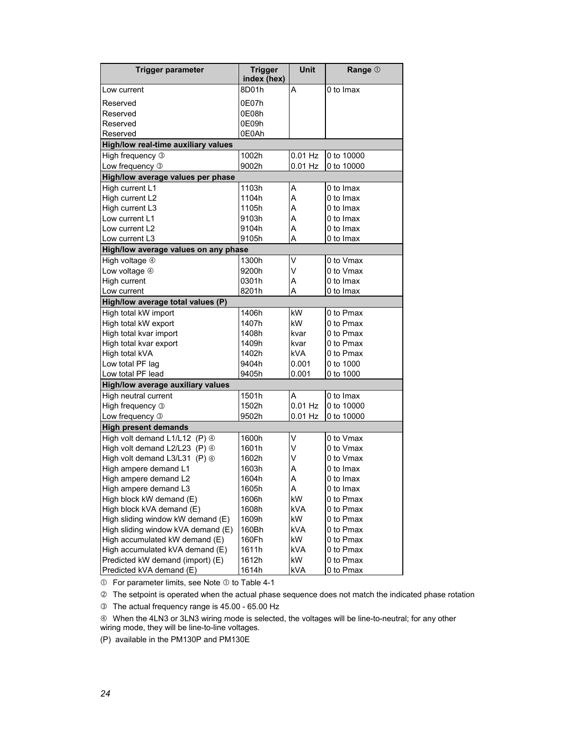| Trigger parameter | Trigger index (hex) | Unit | Range ① |
|---|---|---|---|
| Low current | 8D01h | A | 0 to Imax |
| Reserved | 0E07h | | |
| Reserved | 0E08h | | |
| Reserved | 0E09h | | |
| Reserved | 0E0Ah | | |
| **High/low real-time auxiliary values** | | | |
| High frequency ③ | 1002h | 0.01 Hz | 0 to 10000 |
| Low frequency ③ | 9002h | 0.01 Hz | 0 to 10000 |
| **High/low average values per phase** | | | |
| High current L1 | 1103h | A | 0 to Imax |
| High current L2 | 1104h | A | 0 to Imax |
| High current L3 | 1105h | A | 0 to Imax |
| Low current L1 | 9103h | A | 0 to Imax |
| Low current L2 | 9104h | A | 0 to Imax |
| Low current L3 | 9105h | A | 0 to Imax |
| **High/low average values on any phase** | | | |
| High voltage ④ | 1300h | V | 0 to Vmax |
| Low voltage ④ | 9200h | V | 0 to Vmax |
| High current | 0301h | A | 0 to Imax |
| Low current | 8201h | A | 0 to Imax |
| **High/low average total values (P)** | | | |
| High total kW import | 1406h | kW | 0 to Pmax |
| High total kW export | 1407h | kW | 0 to Pmax |
| High total kvar import | 1408h | kvar | 0 to Pmax |
| High total kvar export | 1409h | kvar | 0 to Pmax |
| High total kVA | 1402h | kVA | 0 to Pmax |
| Low total PF lag | 9404h | 0.001 | 0 to 1000 |
| Low total PF lead | 9405h | 0.001 | 0 to 1000 |
| **High/low average auxiliary values** | | | |
| High neutral current | 1501h | A | 0 to Imax |
| High frequency ③ | 1502h | 0.01 Hz | 0 to 10000 |
| Low frequency ③ | 9502h | 0.01 Hz | 0 to 10000 |
| **High present demands** | | | |
| High volt demand L1/L12 (P) ④ | 1600h | V | 0 to Vmax |
| High volt demand L2/L23 (P) ④ | 1601h | V | 0 to Vmax |
| High volt demand L3/L31 (P) ④ | 1602h | V | 0 to Vmax |
| High ampere demand L1 | 1603h | A | 0 to Imax |
| High ampere demand L2 | 1604h | A | 0 to Imax |
| High ampere demand L3 | 1605h | A | 0 to Imax |
| High block kW demand (E) | 1606h | kW | 0 to Pmax |
| High block kVA demand (E) | 1608h | kVA | 0 to Pmax |
| High sliding window kW demand (E) | 1609h | kW | 0 to Pmax |
| High sliding window kVA demand (E) | 160Bh | kVA | 0 to Pmax |
| High accumulated kW demand (E) | 160Fh | kW | 0 to Pmax |
| High accumulated kVA demand (E) | 1611h | kVA | 0 to Pmax |
| Predicted kW demand (import) (E) | 1612h | kW | 0 to Pmax |
| Predicted kVA demand (E) | 1614h | kVA | 0 to Pmax |

① For parameter limits, see Note ① to Table 4-1

② The setpoint is operated when the actual phase sequence does not match the indicated phase rotation

③ The actual frequency range is 45.00 - 65.00 Hz

④ When the 4LN3 or 3LN3 wiring mode is selected, the voltages will be line-to-neutral; for any other wiring mode, they will be line-to-line voltages.

(P) available in the PM130P and PM130E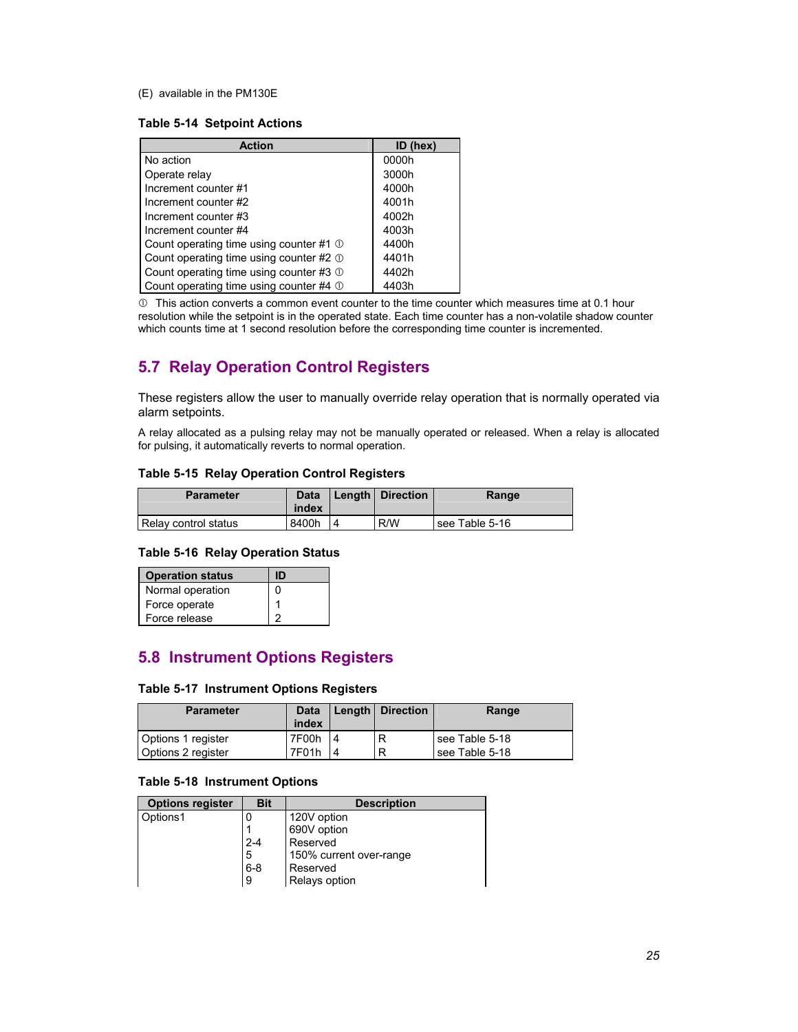(E) available in the PM130E

**Table 5-14 Setpoint Actions**

| Action | ID (hex) |
|---|---|
| No action | 0000h |
| Operate relay | 3000h |
| Increment counter #1 | 4000h |
| Increment counter #2 | 4001h |
| Increment counter #3 | 4002h |
| Increment counter #4 | 4003h |
| Count operating time using counter #1 ① | 4400h |
| Count operating time using counter #2 ① | 4401h |
| Count operating time using counter #3 ① | 4402h |
| Count operating time using counter #4 ① | 4403h |

① This action converts a common event counter to the time counter which measures time at 0.1 hour resolution while the setpoint is in the operated state. Each time counter has a non-volatile shadow counter which counts time at 1 second resolution before the corresponding time counter is incremented.

## 5.7 Relay Operation Control Registers

These registers allow the user to manually override relay operation that is normally operated via alarm setpoints.

A relay allocated as a pulsing relay may not be manually operated or released. When a relay is allocated for pulsing, it automatically reverts to normal operation.

**Table 5-15 Relay Operation Control Registers**

| Parameter | Data index | Length | Direction | Range |
|---|---|---|---|---|
| Relay control status | 8400h | 4 | R/W | see Table 5-16 |

**Table 5-16 Relay Operation Status**

| Operation status | ID |
|---|---|
| Normal operation | 0 |
| Force operate | 1 |
| Force release | 2 |

## 5.8 Instrument Options Registers

**Table 5-17 Instrument Options Registers**

| Parameter | Data index | Length | Direction | Range |
|---|---|---|---|---|
| Options 1 register | 7F00h | 4 | R | see Table 5-18 |
| Options 2 register | 7F01h | 4 | R | see Table 5-18 |

**Table 5-18 Instrument Options**

| Options register | Bit | Description |
|---|---|---|
| Options1 | 0 | 120V option |
| | 1 | 690V option |
| | 2-4 | Reserved |
| | 5 | 150% current over-range |
| | 6-8 | Reserved |
| | 9 | Relays option |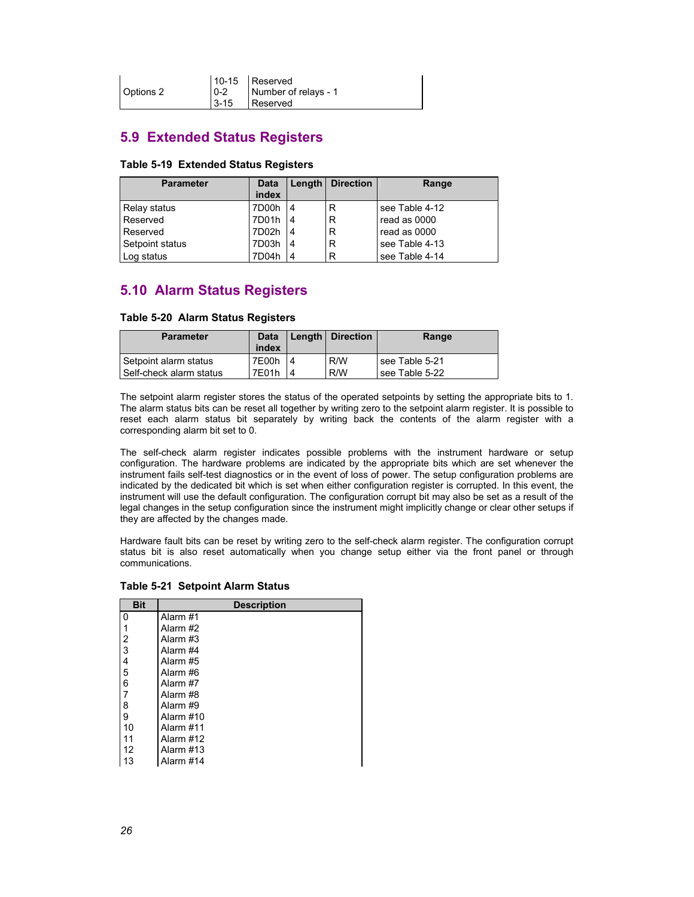| | | |
|---|---|---|
| | 10-15 | Reserved |
| Options 2 | 0-2 | Number of relays - 1 |
| | 3-15 | Reserved |

## 5.9 Extended Status Registers

**Table 5-19 Extended Status Registers**

| Parameter | Data index | Length | Direction | Range |
|---|---|---|---|---|
| Relay status | 7D00h | 4 | R | see Table 4-12 |
| Reserved | 7D01h | 4 | R | read as 0000 |
| Reserved | 7D02h | 4 | R | read as 0000 |
| Setpoint status | 7D03h | 4 | R | see Table 4-13 |
| Log status | 7D04h | 4 | R | see Table 4-14 |

## 5.10 Alarm Status Registers

**Table 5-20 Alarm Status Registers**

| Parameter | Data index | Length | Direction | Range |
|---|---|---|---|---|
| Setpoint alarm status | 7E00h | 4 | R/W | see Table 5-21 |
| Self-check alarm status | 7E01h | 4 | R/W | see Table 5-22 |

The setpoint alarm register stores the status of the operated setpoints by setting the appropriate bits to 1. The alarm status bits can be reset all together by writing zero to the setpoint alarm register. It is possible to reset each alarm status bit separately by writing back the contents of the alarm register with a corresponding alarm bit set to 0.

The self-check alarm register indicates possible problems with the instrument hardware or setup configuration. The hardware problems are indicated by the appropriate bits which are set whenever the instrument fails self-test diagnostics or in the event of loss of power. The setup configuration problems are indicated by the dedicated bit which is set when either configuration register is corrupted. In this event, the instrument will use the default configuration. The configuration corrupt bit may also be set as a result of the legal changes in the setup configuration since the instrument might implicitly change or clear other setups if they are affected by the changes made.

Hardware fault bits can be reset by writing zero to the self-check alarm register. The configuration corrupt status bit is also reset automatically when you change setup either via the front panel or through communications.

**Table 5-21 Setpoint Alarm Status**

| Bit | Description |
|---|---|
| 0 | Alarm #1 |
| 1 | Alarm #2 |
| 2 | Alarm #3 |
| 3 | Alarm #4 |
| 4 | Alarm #5 |
| 5 | Alarm #6 |
| 6 | Alarm #7 |
| 7 | Alarm #8 |
| 8 | Alarm #9 |
| 9 | Alarm #10 |
| 10 | Alarm #11 |
| 11 | Alarm #12 |
| 12 | Alarm #13 |
| 13 | Alarm #14 |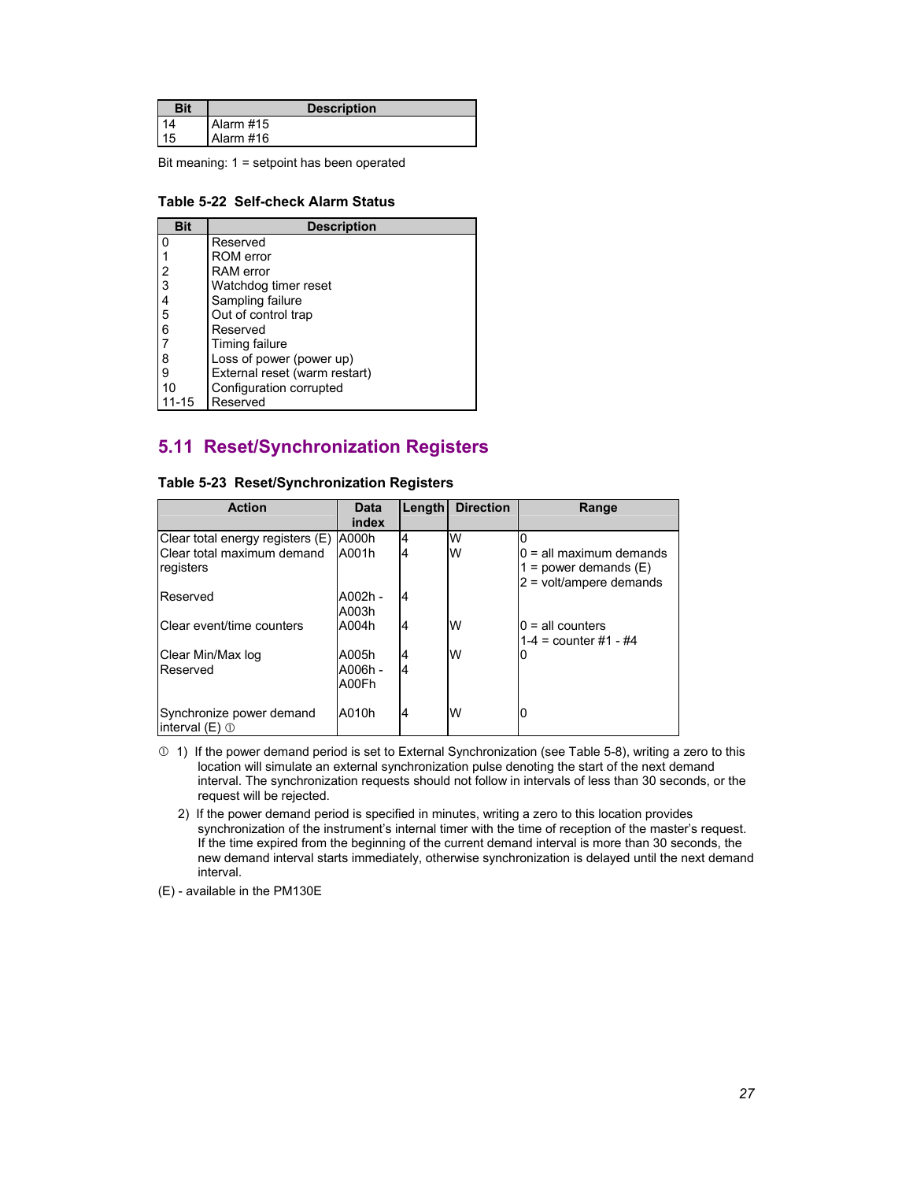| Bit | Description |
|---|---|
| 14 | Alarm #15 |
| 15 | Alarm #16 |

Bit meaning: 1 = setpoint has been operated

**Table 5-22 Self-check Alarm Status**

| Bit | Description |
|---|---|
| 0 | Reserved |
| 1 | ROM error |
| 2 | RAM error |
| 3 | Watchdog timer reset |
| 4 | Sampling failure |
| 5 | Out of control trap |
| 6 | Reserved |
| 7 | Timing failure |
| 8 | Loss of power (power up) |
| 9 | External reset (warm restart) |
| 10 | Configuration corrupted |
| 11-15 | Reserved |

## 5.11 Reset/Synchronization Registers

**Table 5-23 Reset/Synchronization Registers**

| Action | Data index | Length | Direction | Range |
|---|---|---|---|---|
| Clear total energy registers (E) | A000h | 4 | W | 0 |
| Clear total maximum demand registers | A001h | 4 | W | 0 = all maximum demands<br>1 = power demands (E)<br>2 = volt/ampere demands |
| Reserved | A002h - A003h | 4 | | |
| Clear event/time counters | A004h | 4 | W | 0 = all counters<br>1-4 = counter #1 - #4 |
| Clear Min/Max log | A005h | 4 | W | 0 |
| Reserved | A006h - A00Fh | 4 | | |
| Synchronize power demand interval (E) ① | A010h | 4 | W | 0 |

① 1) If the power demand period is set to External Synchronization (see Table 5-8), writing a zero to this location will simulate an external synchronization pulse denoting the start of the next demand interval. The synchronization requests should not follow in intervals of less than 30 seconds, or the request will be rejected.

2) If the power demand period is specified in minutes, writing a zero to this location provides synchronization of the instrument's internal timer with the time of reception of the master's request. If the time expired from the beginning of the current demand interval is more than 30 seconds, the new demand interval starts immediately, otherwise synchronization is delayed until the next demand interval.

(E) - available in the PM130E